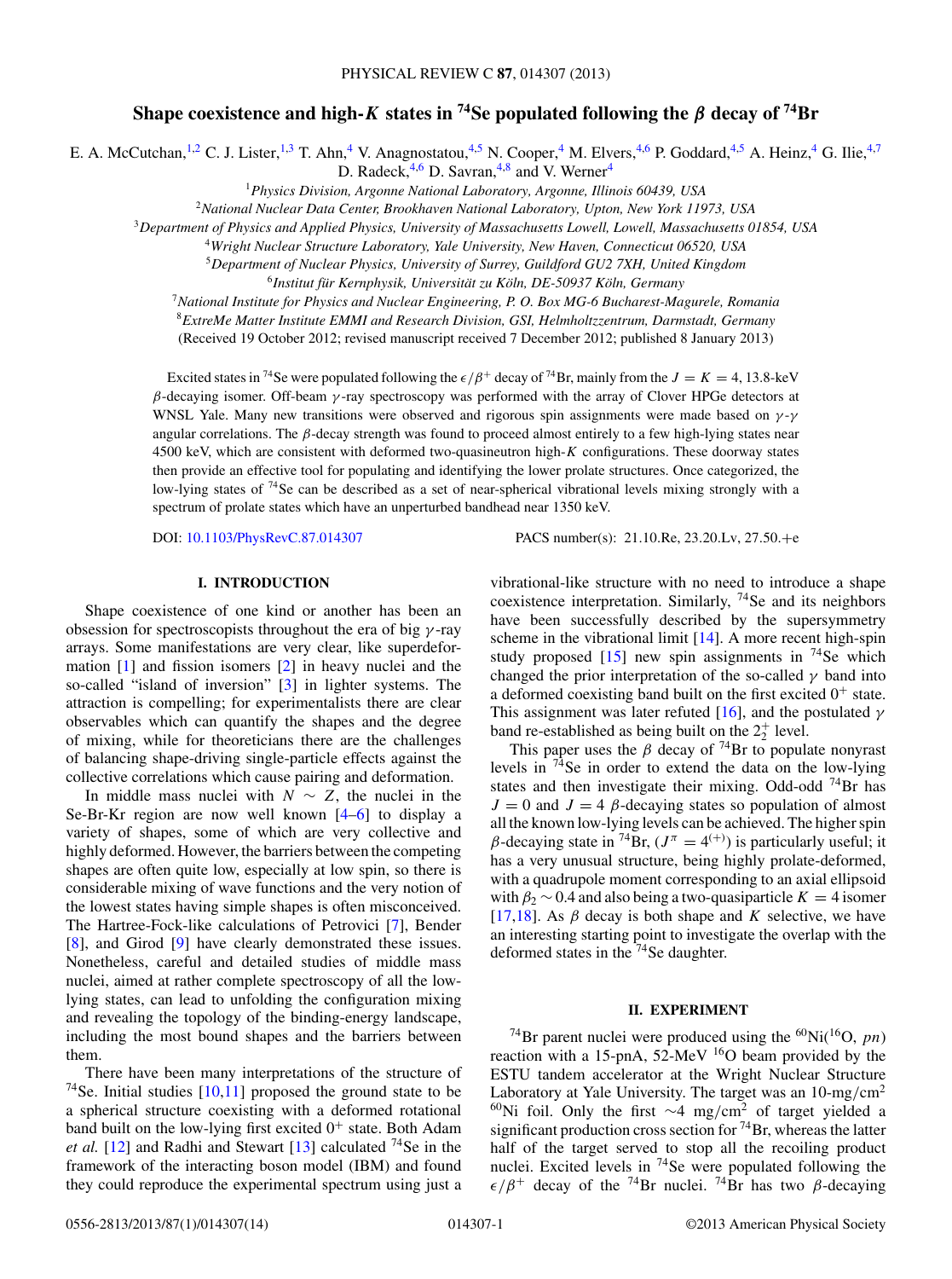# Shape coexistence and high-$K$ states in $^{74}$Se populated following the $\beta$ decay of $^{74}$Br

E. A. McCutchan,[1,2] C. J. Lister,[1,3] T. Ahn,[4] V. Anagnostatou,[4,5] N. Cooper,[4] M. Elvers,[4,6] P. Goddard,[4,5] A. Heinz,[4] G. Ilie,[4,7] D. Radeck,[4,6] D. Savran,[4,8] and V. Werner[4]

[1]*Physics Division, Argonne National Laboratory, Argonne, Illinois 60439, USA*
[2]*National Nuclear Data Center, Brookhaven National Laboratory, Upton, New York 11973, USA*
[3]*Department of Physics and Applied Physics, University of Massachusetts Lowell, Lowell, Massachusetts 01854, USA*
[4]*Wright Nuclear Structure Laboratory, Yale University, New Haven, Connecticut 06520, USA*
[5]*Department of Nuclear Physics, University of Surrey, Guildford GU2 7XH, United Kingdom*
[6]*Institut für Kernphysik, Universität zu Köln, DE-50937 Köln, Germany*
[7]*National Institute for Physics and Nuclear Engineering, P. O. Box MG-6 Bucharest-Magurele, Romania*
[8]*ExtreMe Matter Institute EMMI and Research Division, GSI, Helmholtzzentrum, Darmstadt, Germany*

(Received 19 October 2012; revised manuscript received 7 December 2012; published 8 January 2013)

Excited states in $^{74}$Se were populated following the $\epsilon/\beta^+$ decay of $^{74}$Br, mainly from the $J = K = 4$, 13.8-keV $\beta$-decaying isomer. Off-beam $\gamma$-ray spectroscopy was performed with the array of Clover HPGe detectors at WNSL Yale. Many new transitions were observed and rigorous spin assignments were made based on $\gamma$-$\gamma$ angular correlations. The $\beta$-decay strength was found to proceed almost entirely to a few high-lying states near 4500 keV, which are consistent with deformed two-quasineutron high-$K$ configurations. These doorway states then provide an effective tool for populating and identifying the lower prolate structures. Once categorized, the low-lying states of $^{74}$Se can be described as a set of near-spherical vibrational levels mixing strongly with a spectrum of prolate states which have an unperturbed bandhead near 1350 keV.

DOI: 10.1103/PhysRevC.87.014307 PACS number(s): 21.10.Re, 23.20.Lv, 27.50.+e

## I. INTRODUCTION

Shape coexistence of one kind or another has been an obsession for spectroscopists throughout the era of big $\gamma$-ray arrays. Some manifestations are very clear, like superdeformation [1] and fission isomers [2] in heavy nuclei and the so-called "island of inversion" [3] in lighter systems. The attraction is compelling; for experimentalists there are clear observables which can quantify the shapes and the degree of mixing, while for theoreticians there are the challenges of balancing shape-driving single-particle effects against the collective correlations which cause pairing and deformation.

In middle mass nuclei with $N \sim Z$, the nuclei in the Se-Br-Kr region are now well known [4–6] to display a variety of shapes, some of which are very collective and highly deformed. However, the barriers between the competing shapes are often quite low, especially at low spin, so there is considerable mixing of wave functions and the very notion of the lowest states having simple shapes is often misconceived. The Hartree-Fock-like calculations of Petrovici [7], Bender [8], and Girod [9] have clearly demonstrated these issues. Nonetheless, careful and detailed studies of middle mass nuclei, aimed at rather complete spectroscopy of all the low-lying states, can lead to unfolding the configuration mixing and revealing the topology of the binding-energy landscape, including the most bound shapes and the barriers between them.

There have been many interpretations of the structure of $^{74}$Se. Initial studies [10,11] proposed the ground state to be a spherical structure coexisting with a deformed rotational band built on the low-lying first excited $0^+$ state. Both Adam *et al.* [12] and Radhi and Stewart [13] calculated $^{74}$Se in the framework of the interacting boson model (IBM) and found they could reproduce the experimental spectrum using just a vibrational-like structure with no need to introduce a shape coexistence interpretation. Similarly, $^{74}$Se and its neighbors have been successfully described by the supersymmetry scheme in the vibrational limit [14]. A more recent high-spin study proposed [15] new spin assignments in $^{74}$Se which changed the prior interpretation of the so-called $\gamma$ band into a deformed coexisting band built on the first excited $0^+$ state. This assignment was later refuted [16], and the postulated $\gamma$ band re-established as being built on the $2_2^+$ level.

This paper uses the $\beta$ decay of $^{74}$Br to populate nonyrast levels in $^{74}$Se in order to extend the data on the low-lying states and then investigate their mixing. Odd-odd $^{74}$Br has $J = 0$ and $J = 4$ $\beta$-decaying states so population of almost all the known low-lying levels can be achieved. The higher spin $\beta$-decaying state in $^{74}$Br, ($J^\pi = 4^{(+)}$) is particularly useful; it has a very unusual structure, being highly prolate-deformed, with a quadrupole moment corresponding to an axial ellipsoid with $\beta_2 \sim 0.4$ and also being a two-quasiparticle $K = 4$ isomer [17,18]. As $\beta$ decay is both shape and $K$ selective, we have an interesting starting point to investigate the overlap with the deformed states in the $^{74}$Se daughter.

## II. EXPERIMENT

$^{74}$Br parent nuclei were produced using the $^{60}$Ni($^{16}$O, $pn$) reaction with a 15-pnA, 52-MeV $^{16}$O beam provided by the ESTU tandem accelerator at the Wright Nuclear Structure Laboratory at Yale University. The target was an 10-mg/cm$^2$ $^{60}$Ni foil. Only the first $\sim$4 mg/cm$^2$ of target yielded a significant production cross section for $^{74}$Br, whereas the latter half of the target served to stop all the recoiling product nuclei. Excited levels in $^{74}$Se were populated following the $\epsilon/\beta^+$ decay of the $^{74}$Br nuclei. $^{74}$Br has two $\beta$-decaying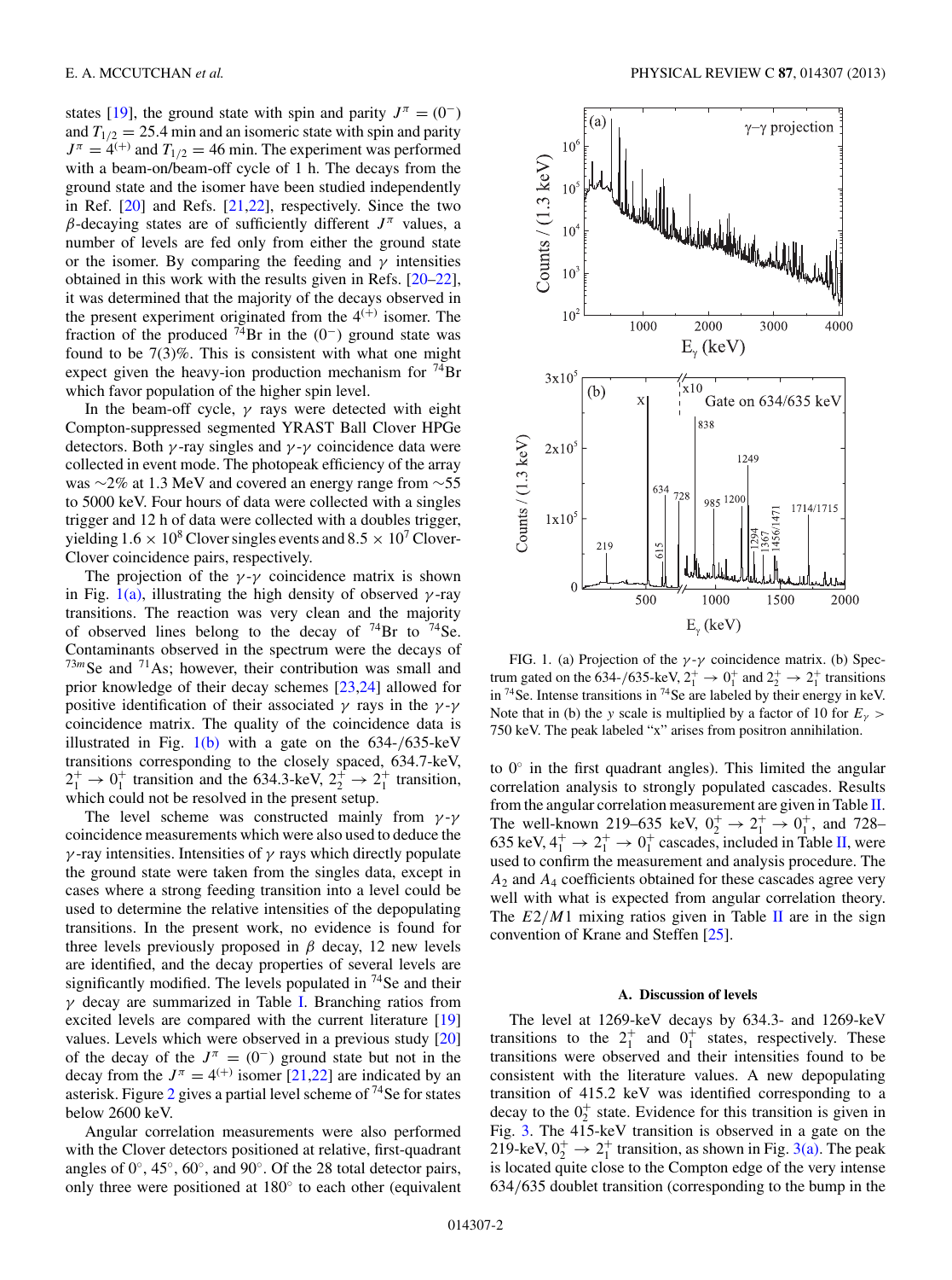states [19], the ground state with spin and parity $J^\pi = (0^-)$ and $T_{1/2} = 25.4$ min and an isomeric state with spin and parity $J^\pi = 4^{(+)}$ and $T_{1/2} = 46$ min. The experiment was performed with a beam-on/beam-off cycle of 1 h. The decays from the ground state and the isomer have been studied independently in Ref. [20] and Refs. [21,22], respectively. Since the two $\beta$-decaying states are of sufficiently different $J^\pi$ values, a number of levels are fed only from either the ground state or the isomer. By comparing the feeding and $\gamma$ intensities obtained in this work with the results given in Refs. [20–22], it was determined that the majority of the decays observed in the present experiment originated from the $4^{(+)}$ isomer. The fraction of the produced $^{74}$Br in the $(0^-)$ ground state was found to be 7(3)%. This is consistent with what one might expect given the heavy-ion production mechanism for $^{74}$Br which favor population of the higher spin level.

In the beam-off cycle, $\gamma$ rays were detected with eight Compton-suppressed segmented YRAST Ball Clover HPGe detectors. Both $\gamma$-ray singles and $\gamma$-$\gamma$ coincidence data were collected in event mode. The photopeak efficiency of the array was ~2% at 1.3 MeV and covered an energy range from ~55 to 5000 keV. Four hours of data were collected with a singles trigger and 12 h of data were collected with a doubles trigger, yielding $1.6 \times 10^8$ Clover singles events and $8.5 \times 10^7$ Clover-Clover coincidence pairs, respectively.

The projection of the $\gamma$-$\gamma$ coincidence matrix is shown in Fig. 1(a), illustrating the high density of observed $\gamma$-ray transitions. The reaction was very clean and the majority of observed lines belong to the decay of $^{74}$Br to $^{74}$Se. Contaminants observed in the spectrum were the decays of $^{73m}$Se and $^{71}$As; however, their contribution was small and prior knowledge of their decay schemes [23,24] allowed for positive identification of their associated $\gamma$ rays in the $\gamma$-$\gamma$ coincidence matrix. The quality of the coincidence data is illustrated in Fig. 1(b) with a gate on the 634-/635-keV transitions corresponding to the closely spaced, 634.7-keV, $2_1^+ \rightarrow 0_1^+$ transition and the 634.3-keV, $2_2^+ \rightarrow 2_1^+$ transition, which could not be resolved in the present setup.

The level scheme was constructed mainly from $\gamma$-$\gamma$ coincidence measurements which were also used to deduce the $\gamma$-ray intensities. Intensities of $\gamma$ rays which directly populate the ground state were taken from the singles data, except in cases where a strong feeding transition into a level could be used to determine the relative intensities of the depopulating transitions. In the present work, no evidence is found for three levels previously proposed in $\beta$ decay, 12 new levels are identified, and the decay properties of several levels are significantly modified. The levels populated in $^{74}$Se and their $\gamma$ decay are summarized in Table I. Branching ratios from excited levels are compared with the current literature [19] values. Levels which were observed in a previous study [20] of the decay of the $J^\pi = (0^-)$ ground state but not in the decay from the $J^\pi = 4^{(+)}$ isomer [21,22] are indicated by an asterisk. Figure 2 gives a partial level scheme of $^{74}$Se for states below 2600 keV.

Angular correlation measurements were also performed with the Clover detectors positioned at relative, first-quadrant angles of 0°, 45°, 60°, and 90°. Of the 28 total detector pairs, only three were positioned at 180° to each other (equivalent to 0° in the first quadrant angles). This limited the angular correlation analysis to strongly populated cascades. Results from the angular correlation measurement are given in Table II. The well-known 219–635 keV, $0_2^+ \rightarrow 2_1^+ \rightarrow 0_1^+$, and 728–635 keV, $4_1^+ \rightarrow 2_1^+ \rightarrow 0_1^+$ cascades, included in Table II, were used to confirm the measurement and analysis procedure. The $A_2$ and $A_4$ coefficients obtained for these cascades agree very well with what is expected from angular correlation theory. The $E2/M1$ mixing ratios given in Table II are in the sign convention of Krane and Steffen [25].

FIG. 1. (a) Projection of the $\gamma$-$\gamma$ coincidence matrix. (b) Spectrum gated on the 634-/635-keV, $2_1^+ \rightarrow 0_1^+$ and $2_2^+ \rightarrow 2_1^+$ transitions in $^{74}$Se. Intense transitions in $^{74}$Se are labeled by their energy in keV. Note that in (b) the $y$ scale is multiplied by a factor of 10 for $E_\gamma >$ 750 keV. The peak labeled "x" arises from positron annihilation.

### A. Discussion of levels

The level at 1269-keV decays by 634.3- and 1269-keV transitions to the $2_1^+$ and $0_1^+$ states, respectively. These transitions were observed and their intensities found to be consistent with the literature values. A new depopulating transition of 415.2 keV was identified corresponding to a decay to the $0_2^+$ state. Evidence for this transition is given in Fig. 3. The 415-keV transition is observed in a gate on the 219-keV, $0_2^+ \rightarrow 2_1^+$ transition, as shown in Fig. 3(a). The peak is located quite close to the Compton edge of the very intense 634/635 doublet transition (corresponding to the bump in the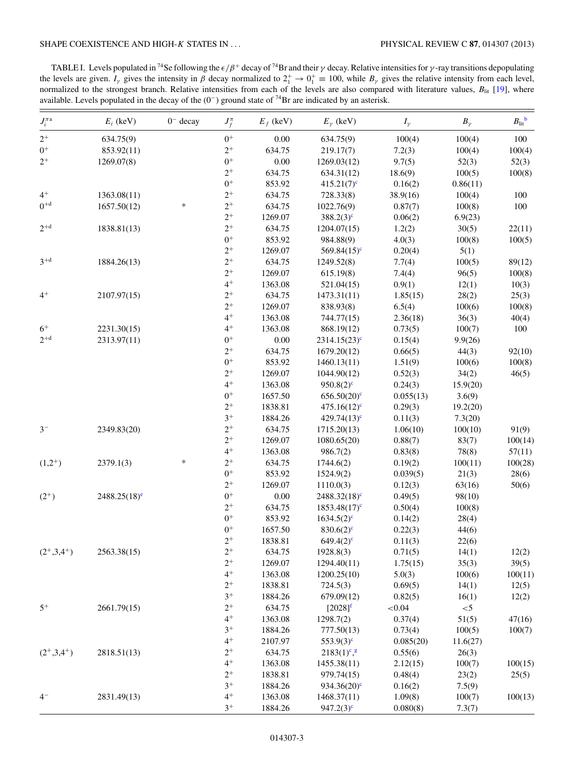TABLE I. Levels populated in $^{74}$Se following the $\epsilon/\beta^+$ decay of $^{74}$Br and their $\gamma$ decay. Relative intensities for $\gamma$-ray transitions depopulating the levels are given. $I_\gamma$ gives the intensity in $\beta$ decay normalized to $2_1^+ \rightarrow 0_1^+ \equiv 100$, while $B_\gamma$ gives the relative intensity from each level, normalized to the strongest branch. Relative intensities from each of the levels are also compared with literature values, $B_{\text{lit}}$ [19], where available. Levels populated in the decay of the $(0^-)$ ground state of $^{74}$Br are indicated by an asterisk.

| $J_i^{\pi\,a}$ | $E_i$ (keV) | $0^-$ decay | $J_f^\pi$ | $E_f$ (keV) | $E_\gamma$ (keV) | $I_\gamma$ | $B_\gamma$ | $B_{\text{lit}}$[b] |
|---|---|---|---|---|---|---|---|---|
| $2^+$ | 634.75(9) | | $0^+$ | 0.00 | 634.75(9) | 100(4) | 100(4) | 100 |
| $0^+$ | 853.92(11) | | $2^+$ | 634.75 | 219.17(7) | 7.2(3) | 100(4) | 100(4) |
| $2^+$ | 1269.07(8) | | $0^+$ | 0.00 | 1269.03(12) | 9.7(5) | 52(3) | 52(3) |
| | | | $2^+$ | 634.75 | 634.31(12) | 18.6(9) | 100(5) | 100(8) |
| | | | $0^+$ | 853.92 | 415.21(7)[c] | 0.16(2) | 0.86(11) | |
| $4^+$ | 1363.08(11) | | $2^+$ | 634.75 | 728.33(8) | 38.9(16) | 100(4) | 100 |
| $0^{+d}$ | 1657.50(12) | * | $2^+$ | 634.75 | 1022.76(9) | 0.87(7) | 100(8) | 100 |
| | | | $2^+$ | 1269.07 | 388.2(3)[c] | 0.06(2) | 6.9(23) | |
| $2^{+d}$ | 1838.81(13) | | $2^+$ | 634.75 | 1204.07(15) | 1.2(2) | 30(5) | 22(11) |
| | | | $0^+$ | 853.92 | 984.88(9) | 4.0(3) | 100(8) | 100(5) |
| | | | $2^+$ | 1269.07 | 569.84(15)[c] | 0.20(4) | 5(1) | |
| $3^{+d}$ | 1884.26(13) | | $2^+$ | 634.75 | 1249.52(8) | 7.7(4) | 100(5) | 89(12) |
| | | | $2^+$ | 1269.07 | 615.19(8) | 7.4(4) | 96(5) | 100(8) |
| | | | $4^+$ | 1363.08 | 521.04(15) | 0.9(1) | 12(1) | 10(3) |
| $4^+$ | 2107.97(15) | | $2^+$ | 634.75 | 1473.31(11) | 1.85(15) | 28(2) | 25(3) |
| | | | $2^+$ | 1269.07 | 838.93(8) | 6.5(4) | 100(6) | 100(8) |
| | | | $4^+$ | 1363.08 | 744.77(15) | 2.36(18) | 36(3) | 40(4) |
| $6^+$ | 2231.30(15) | | $4^+$ | 1363.08 | 868.19(12) | 0.73(5) | 100(7) | 100 |
| $2^{+d}$ | 2313.97(11) | | $0^+$ | 0.00 | 2314.15(23)[c] | 0.15(4) | 9.9(26) | |
| | | | $2^+$ | 634.75 | 1679.20(12) | 0.66(5) | 44(3) | 92(10) |
| | | | $0^+$ | 853.92 | 1460.13(11) | 1.51(9) | 100(6) | 100(8) |
| | | | $2^+$ | 1269.07 | 1044.90(12) | 0.52(3) | 34(2) | 46(5) |
| | | | $4^+$ | 1363.08 | 950.8(2)[c] | 0.24(3) | 15.9(20) | |
| | | | $0^+$ | 1657.50 | 656.50(20)[c] | 0.055(13) | 3.6(9) | |
| | | | $2^+$ | 1838.81 | 475.16(12)[c] | 0.29(3) | 19.2(20) | |
| | | | $3^+$ | 1884.26 | 429.74(13)[c] | 0.11(3) | 7.3(20) | |
| $3^-$ | 2349.83(20) | | $2^+$ | 634.75 | 1715.20(13) | 1.06(10) | 100(10) | 91(9) |
| | | | $2^+$ | 1269.07 | 1080.65(20) | 0.88(7) | 83(7) | 100(14) |
| | | | $4^+$ | 1363.08 | 986.7(2) | 0.83(8) | 78(8) | 57(11) |
| $(1,2^+)$ | 2379.1(3) | * | $2^+$ | 634.75 | 1744.6(2) | 0.19(2) | 100(11) | 100(28) |
| | | | $0^+$ | 853.92 | 1524.9(2) | 0.039(5) | 21(3) | 28(6) |
| | | | $2^+$ | 1269.07 | 1110.0(3) | 0.12(3) | 63(16) | 50(6) |
| $(2^+)$ | 2488.25(18)[e] | | $0^+$ | 0.00 | 2488.32(18)[c] | 0.49(5) | 98(10) | |
| | | | $2^+$ | 634.75 | 1853.48(17)[c] | 0.50(4) | 100(8) | |
| | | | $0^+$ | 853.92 | 1634.5(2)[c] | 0.14(2) | 28(4) | |
| | | | $0^+$ | 1657.50 | 830.6(2)[c] | 0.22(3) | 44(6) | |
| | | | $2^+$ | 1838.81 | 649.4(2)[c] | 0.11(3) | 22(6) | |
| $(2^+,3,4^+)$ | 2563.38(15) | | $2^+$ | 634.75 | 1928.8(3) | 0.71(5) | 14(1) | 12(2) |
| | | | $2^+$ | 1269.07 | 1294.40(11) | 1.75(15) | 35(3) | 39(5) |
| | | | $4^+$ | 1363.08 | 1200.25(10) | 5.0(3) | 100(6) | 100(11) |
| | | | $2^+$ | 1838.81 | 724.5(3) | 0.69(5) | 14(1) | 12(5) |
| | | | $3^+$ | 1884.26 | 679.09(12) | 0.82(5) | 16(1) | 12(2) |
| $5^+$ | 2661.79(15) | | $2^+$ | 634.75 | [2028][f] | <0.04 | <5 | |
| | | | $4^+$ | 1363.08 | 1298.7(2) | 0.37(4) | 51(5) | 47(16) |
| | | | $3^+$ | 1884.26 | 777.50(13) | 0.73(4) | 100(5) | 100(7) |
| | | | $4^+$ | 2107.97 | 553.9(3)[c] | 0.085(20) | 11.6(27) | |
| $(2^+,3,4^+)$ | 2818.51(13) | | $2^+$ | 634.75 | 2183(1)[c, g] | 0.55(6) | 26(3) | |
| | | | $4^+$ | 1363.08 | 1455.38(11) | 2.12(15) | 100(7) | 100(15) |
| | | | $2^+$ | 1838.81 | 979.74(15) | 0.48(4) | 23(2) | 25(5) |
| | | | $3^+$ | 1884.26 | 934.36(20)[c] | 0.16(2) | 7.5(9) | |
| $4^-$ | 2831.49(13) | | $4^+$ | 1363.08 | 1468.37(11) | 1.09(8) | 100(7) | 100(13) |
| | | | $3^+$ | 1884.26 | 947.2(3)[c] | 0.080(8) | 7.3(7) | |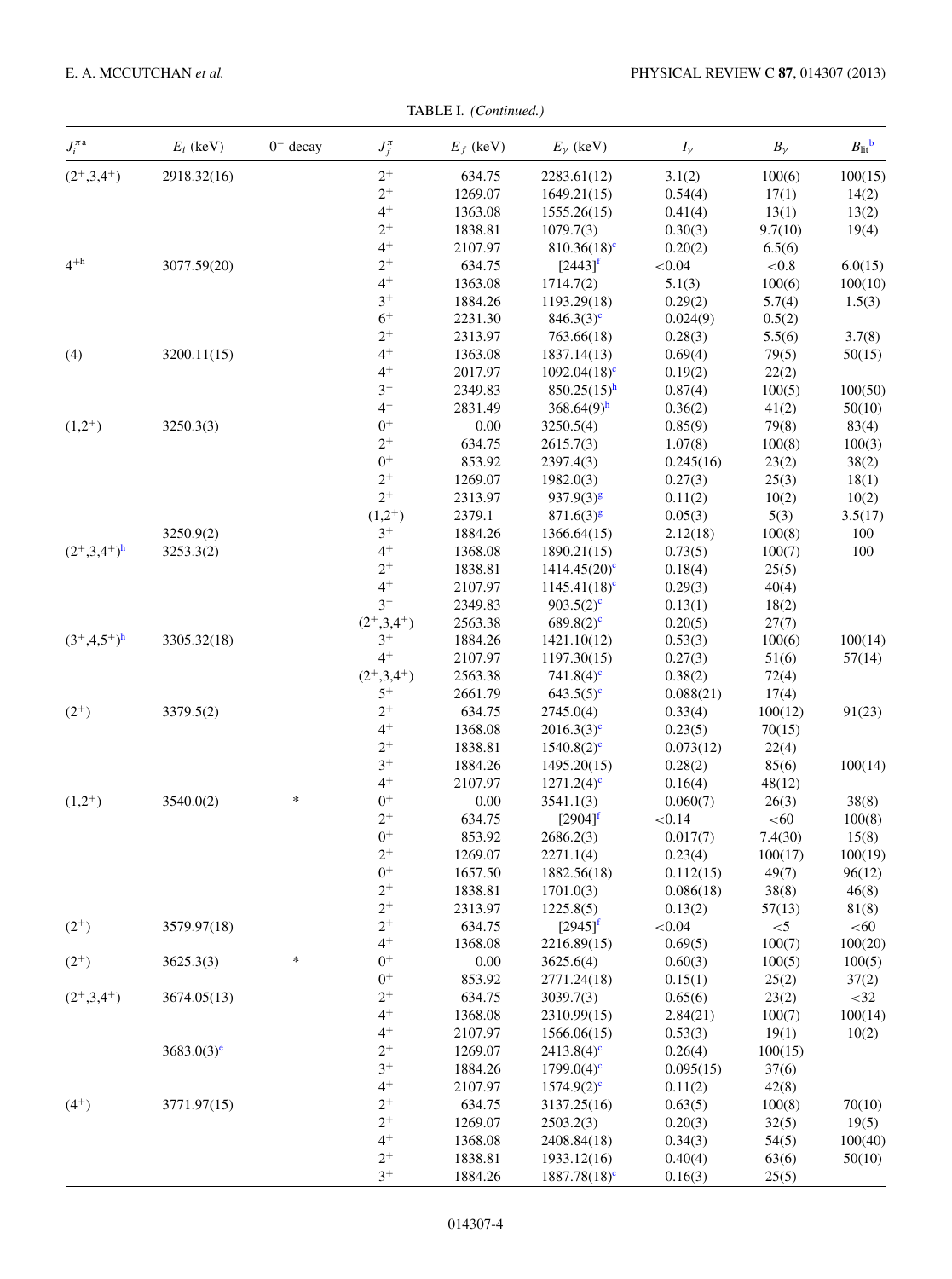TABLE I. *(Continued.)*

| $J_i^{\pi}$ [a] | $E_i$ (keV) | $0^-$ decay | $J_f^{\pi}$ | $E_f$ (keV) | $E_\gamma$ (keV) | $I_\gamma$ | $B_\gamma$ | $B_{\rm lit}$ [b] |
|---|---|---|---|---|---|---|---|---|
| $(2^+,3,4^+)$ | 2918.32(16) | | $2^+$ | 634.75 | 2283.61(12) | 3.1(2) | 100(6) | 100(15) |
| | | | $2^+$ | 1269.07 | 1649.21(15) | 0.54(4) | 17(1) | 14(2) |
| | | | $4^+$ | 1363.08 | 1555.26(15) | 0.41(4) | 13(1) | 13(2) |
| | | | $2^+$ | 1838.81 | 1079.7(3) | 0.30(3) | 9.7(10) | 19(4) |
| | | | $4^+$ | 2107.97 | 810.36(18)[c] | 0.20(2) | 6.5(6) | |
| $4^+$[h] | 3077.59(20) | | $2^+$ | 634.75 | [2443][f] | <0.04 | <0.8 | 6.0(15) |
| | | | $4^+$ | 1363.08 | 1714.7(2) | 5.1(3) | 100(6) | 100(10) |
| | | | $3^+$ | 1884.26 | 1193.29(18) | 0.29(2) | 5.7(4) | 1.5(3) |
| | | | $6^+$ | 2231.30 | 846.3(3)[c] | 0.024(9) | 0.5(2) | |
| | | | $2^+$ | 2313.97 | 763.66(18) | 0.28(3) | 5.5(6) | 3.7(8) |
| (4) | 3200.11(15) | | $4^+$ | 1363.08 | 1837.14(13) | 0.69(4) | 79(5) | 50(15) |
| | | | $4^+$ | 2017.97 | 1092.04(18)[c] | 0.19(2) | 22(2) | |
| | | | $3^-$ | 2349.83 | 850.25(15)[h] | 0.87(4) | 100(5) | 100(50) |
| | | | $4^-$ | 2831.49 | 368.64(9)[h] | 0.36(2) | 41(2) | 50(10) |
| $(1,2^+)$ | 3250.3(3) | | $0^+$ | 0.00 | 3250.5(4) | 0.85(9) | 79(8) | 83(4) |
| | | | $2^+$ | 634.75 | 2615.7(3) | 1.07(8) | 100(8) | 100(3) |
| | | | $0^+$ | 853.92 | 2397.4(3) | 0.245(16) | 23(2) | 38(2) |
| | | | $2^+$ | 1269.07 | 1982.0(3) | 0.27(3) | 25(3) | 18(1) |
| | | | $2^+$ | 2313.97 | 937.9(3)[g] | 0.11(2) | 10(2) | 10(2) |
| | | | $(1,2^+)$ | 2379.1 | 871.6(3)[g] | 0.05(3) | 5(3) | 3.5(17) |
| | 3250.9(2) | | $3^+$ | 1884.26 | 1366.64(15) | 2.12(18) | 100(8) | 100 |
| $(2^+,3,4^+)$[h] | 3253.3(2) | | $4^+$ | 1368.08 | 1890.21(15) | 0.73(5) | 100(7) | 100 |
| | | | $2^+$ | 1838.81 | 1414.45(20)[c] | 0.18(4) | 25(5) | |
| | | | $4^+$ | 2107.97 | 1145.41(18)[c] | 0.29(3) | 40(4) | |
| | | | $3^-$ | 2349.83 | 903.5(2)[c] | 0.13(1) | 18(2) | |
| | | | $(2^+,3,4^+)$ | 2563.38 | 689.8(2)[c] | 0.20(5) | 27(7) | |
| $(3^+,4,5^+)$[h] | 3305.32(18) | | $3^+$ | 1884.26 | 1421.10(12) | 0.53(3) | 100(6) | 100(14) |
| | | | $4^+$ | 2107.97 | 1197.30(15) | 0.27(3) | 51(6) | 57(14) |
| | | | $(2^+,3,4^+)$ | 2563.38 | 741.8(4)[c] | 0.38(2) | 72(4) | |
| | | | $5^+$ | 2661.79 | 643.5(5)[c] | 0.088(21) | 17(4) | |
| $(2^+)$ | 3379.5(2) | | $2^+$ | 634.75 | 2745.0(4) | 0.33(4) | 100(12) | 91(23) |
| | | | $4^+$ | 1368.08 | 2016.3(3)[c] | 0.23(5) | 70(15) | |
| | | | $2^+$ | 1838.81 | 1540.8(2)[c] | 0.073(12) | 22(4) | |
| | | | $3^+$ | 1884.26 | 1495.20(15) | 0.28(2) | 85(6) | 100(14) |
| | | | $4^+$ | 2107.97 | 1271.2(4)[c] | 0.16(4) | 48(12) | |
| $(1,2^+)$ | 3540.0(2) | * | $0^+$ | 0.00 | 3541.1(3) | 0.060(7) | 26(3) | 38(8) |
| | | | $2^+$ | 634.75 | [2904][f] | <0.14 | <60 | 100(8) |
| | | | $0^+$ | 853.92 | 2686.2(3) | 0.017(7) | 7.4(30) | 15(8) |
| | | | $2^+$ | 1269.07 | 2271.1(4) | 0.23(4) | 100(17) | 100(19) |
| | | | $0^+$ | 1657.50 | 1882.56(18) | 0.112(15) | 49(7) | 96(12) |
| | | | $2^+$ | 1838.81 | 1701.0(3) | 0.086(18) | 38(8) | 46(8) |
| | | | $2^+$ | 2313.97 | 1225.8(5) | 0.13(2) | 57(13) | 81(8) |
| $(2^+)$ | 3579.97(18) | | $2^+$ | 634.75 | [2945][f] | <0.04 | <5 | <60 |
| | | | $4^+$ | 1368.08 | 2216.89(15) | 0.69(5) | 100(7) | 100(20) |
| $(2^+)$ | 3625.3(3) | * | $0^+$ | 0.00 | 3625.6(4) | 0.60(3) | 100(5) | 100(5) |
| | | | $0^+$ | 853.92 | 2771.24(18) | 0.15(1) | 25(2) | 37(2) |
| $(2^+,3,4^+)$ | 3674.05(13) | | $2^+$ | 634.75 | 3039.7(3) | 0.65(6) | 23(2) | <32 |
| | | | $4^+$ | 1368.08 | 2310.99(15) | 2.84(21) | 100(7) | 100(14) |
| | | | $4^+$ | 2107.97 | 1566.06(15) | 0.53(3) | 19(1) | 10(2) |
| | 3683.0(3)[e] | | $2^+$ | 1269.07 | 2413.8(4)[c] | 0.26(4) | 100(15) | |
| | | | $3^+$ | 1884.26 | 1799.0(4)[c] | 0.095(15) | 37(6) | |
| | | | $4^+$ | 2107.97 | 1574.9(2)[c] | 0.11(2) | 42(8) | |
| $(4^+)$ | 3771.97(15) | | $2^+$ | 634.75 | 3137.25(16) | 0.63(5) | 100(8) | 70(10) |
| | | | $2^+$ | 1269.07 | 2503.2(3) | 0.20(3) | 32(5) | 19(5) |
| | | | $4^+$ | 1368.08 | 2408.84(18) | 0.34(3) | 54(5) | 100(40) |
| | | | $2^+$ | 1838.81 | 1933.12(16) | 0.40(4) | 63(6) | 50(10) |
| | | | $3^+$ | 1884.26 | 1887.78(18)[c] | 0.16(3) | 25(5) | |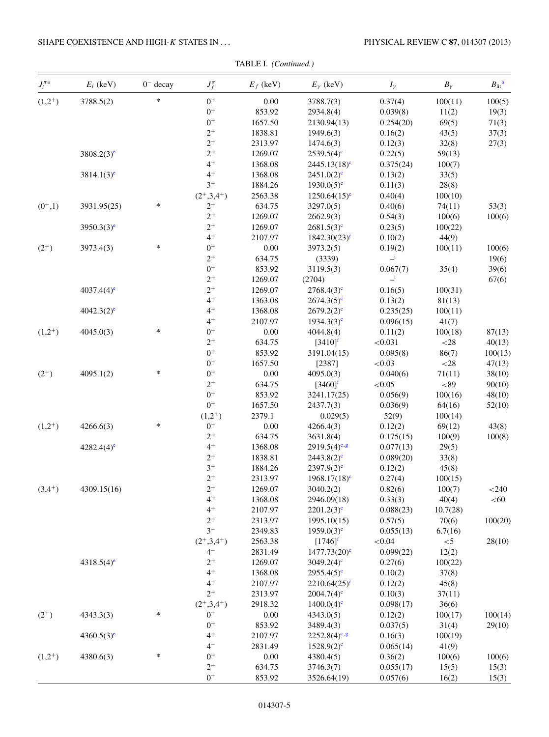TABLE I. *(Continued.)*

| $J_i^{\pi}$ [a] | $E_i$ (keV) | $0^-$ decay | $J_f^{\pi}$ | $E_f$ (keV) | $E_\gamma$ (keV) | $I_\gamma$ | $B_\gamma$ | $B_{\text{lit}}$ [b] |
|---|---|---|---|---|---|---|---|---|
| $(1,2^+)$ | 3788.5(2) | * | $0^+$ | 0.00 | 3788.7(3) | 0.37(4) | 100(11) | 100(5) |
| | | | $0^+$ | 853.92 | 2934.8(4) | 0.039(8) | 11(2) | 19(3) |
| | | | $0^+$ | 1657.50 | 2130.94(13) | 0.254(20) | 69(5) | 71(3) |
| | | | $2^+$ | 1838.81 | 1949.6(3) | 0.16(2) | 43(5) | 37(3) |
| | | | $2^+$ | 2313.97 | 1474.6(3) | 0.12(3) | 32(8) | 27(3) |
| | 3808.2(3)[e] | | $2^+$ | 1269.07 | 2539.5(4)[c] | 0.22(5) | 59(13) | |
| | | | $4^+$ | 1368.08 | 2445.13(18)[c] | 0.375(24) | 100(7) | |
| | 3814.1(3)[e] | | $4^+$ | 1368.08 | 2451.0(2)[c] | 0.13(2) | 33(5) | |
| | | | $3^+$ | 1884.26 | 1930.0(5)[c] | 0.11(3) | 28(8) | |
| | | | $(2^+,3,4^+)$ | 2563.38 | 1250.64(15)[c] | 0.40(4) | 100(10) | |
| $(0^+,1)$ | 3931.95(25) | * | $2^+$ | 634.75 | 3297.0(5) | 0.40(6) | 74(11) | 53(3) |
| | | | $2^+$ | 1269.07 | 2662.9(3) | 0.54(3) | 100(6) | 100(6) |
| | 3950.3(3)[e] | | $2^+$ | 1269.07 | 2681.5(3)[c] | 0.23(5) | 100(22) | |
| | | | $4^+$ | 2107.97 | 1842.30(23)[c] | 0.10(2) | 44(9) | |
| $(2^+)$ | 3973.4(3) | * | $0^+$ | 0.00 | 3973.2(5) | 0.19(2) | 100(11) | 100(6) |
| | | | $2^+$ | 634.75 | (3339) | –[i] | | 19(6) |
| | | | $0^+$ | 853.92 | 3119.5(3) | 0.067(7) | 35(4) | 39(6) |
| | | | $2^+$ | 1269.07 | (2704) | –[i] | | 67(6) |
| | 4037.4(4)[e] | | $2^+$ | 1269.07 | 2768.4(3)[c] | 0.16(5) | 100(31) | |
| | | | $4^+$ | 1363.08 | 2674.3(5)[c] | 0.13(2) | 81(13) | |
| | 4042.3(2)[e] | | $4^+$ | 1368.08 | 2679.2(2)[c] | 0.235(25) | 100(11) | |
| | | | $4^+$ | 2107.97 | 1934.3(3)[c] | 0.096(15) | 41(7) | |
| $(1,2^+)$ | 4045.0(3) | * | $0^+$ | 0.00 | 4044.8(4) | 0.11(2) | 100(18) | 87(13) |
| | | | $2^+$ | 634.75 | [3410][f] | <0.031 | <28 | 40(13) |
| | | | $0^+$ | 853.92 | 3191.04(15) | 0.095(8) | 86(7) | 100(13) |
| | | | $0^+$ | 1657.50 | [2387] | <0.03 | <28 | 47(13) |
| $(2^+)$ | 4095.1(2) | * | $0^+$ | 0.00 | 4095.0(3) | 0.040(6) | 71(11) | 38(10) |
| | | | $2^+$ | 634.75 | [3460][f] | <0.05 | <89 | 90(10) |
| | | | $0^+$ | 853.92 | 3241.17(25) | 0.056(9) | 100(16) | 48(10) |
| | | | $0^+$ | 1657.50 | 2437.7(3) | 0.036(9) | 64(16) | 52(10) |
| | | | $(1,2^+)$ | 2379.1 | 0.029(5) | 52(9) | 100(14) | |
| $(1,2^+)$ | 4266.6(3) | * | $0^+$ | 0.00 | 4266.4(3) | 0.12(2) | 69(12) | 43(8) |
| | | | $2^+$ | 634.75 | 3631.8(4) | 0.175(15) | 100(9) | 100(8) |
| | 4282.4(4)[e] | | $4^+$ | 1368.08 | 2919.5(4)[c,g] | 0.077(13) | 29(5) | |
| | | | $2^+$ | 1838.81 | 2443.8(2)[c] | 0.089(20) | 33(8) | |
| | | | $3^+$ | 1884.26 | 2397.9(2)[c] | 0.12(2) | 45(8) | |
| | | | $2^+$ | 2313.97 | 1968.17(18)[c] | 0.27(4) | 100(15) | |
| $(3,4^+)$ | 4309.15(16) | | $2^+$ | 1269.07 | 3040.2(2) | 0.82(6) | 100(7) | <240 |
| | | | $4^+$ | 1368.08 | 2946.09(18) | 0.33(3) | 40(4) | <60 |
| | | | $4^+$ | 2107.97 | 2201.2(3)[c] | 0.088(23) | 10.7(28) | |
| | | | $2^+$ | 2313.97 | 1995.10(15) | 0.57(5) | 70(6) | 100(20) |
| | | | $3^-$ | 2349.83 | 1959.0(3)[c] | 0.055(13) | 6.7(16) | |
| | | | $(2^+,3,4^+)$ | 2563.38 | [1746][f] | <0.04 | <5 | 28(10) |
| | | | $4^-$ | 2831.49 | 1477.73(20)[c] | 0.099(22) | 12(2) | |
| | 4318.5(4)[e] | | $2^+$ | 1269.07 | 3049.2(4)[c] | 0.27(6) | 100(22) | |
| | | | $4^+$ | 1368.08 | 2955.4(5)[c] | 0.10(2) | 37(8) | |
| | | | $4^+$ | 2107.97 | 2210.64(25)[c] | 0.12(2) | 45(8) | |
| | | | $2^+$ | 2313.97 | 2004.7(4)[c] | 0.10(3) | 37(11) | |
| | | | $(2^+,3,4^+)$ | 2918.32 | 1400.0(4)[c] | 0.098(17) | 36(6) | |
| $(2^+)$ | 4343.3(3) | * | $0^+$ | 0.00 | 4343.0(5) | 0.12(2) | 100(17) | 100(14) |
| | | | $0^+$ | 853.92 | 3489.4(3) | 0.037(5) | 31(4) | 29(10) |
| | 4360.5(3)[e] | | $4^+$ | 2107.97 | 2252.8(4)[c,g] | 0.16(3) | 100(19) | |
| | | | $4^-$ | 2831.49 | 1528.9(2)[c] | 0.065(14) | 41(9) | |
| $(1,2^+)$ | 4380.6(3) | * | $0^+$ | 0.00 | 4380.4(5) | 0.36(2) | 100(6) | 100(6) |
| | | | $2^+$ | 634.75 | 3746.3(7) | 0.055(17) | 15(5) | 15(3) |
| | | | $0^+$ | 853.92 | 3526.64(19) | 0.057(6) | 16(2) | 15(3) |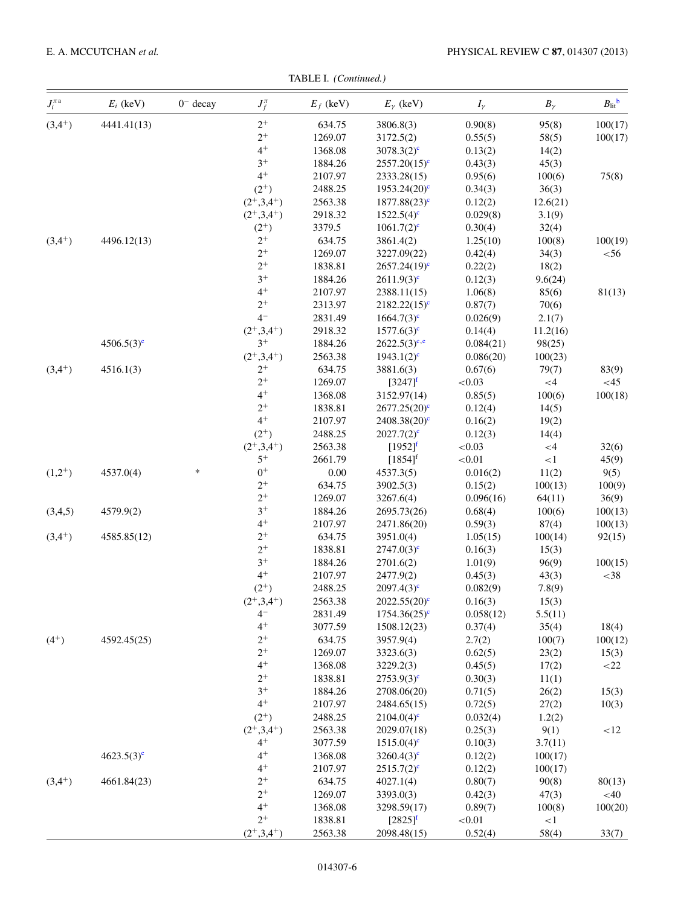TABLE I. *(Continued.)*

| $J_i^{\pi}$ [a] | $E_i$ (keV) | $0^-$ decay | $J_f^{\pi}$ | $E_f$ (keV) | $E_\gamma$ (keV) | $I_\gamma$ | $B_\gamma$ | $B_{lit}$ [b] |
|---|---|---|---|---|---|---|---|---|
| $(3,4^+)$ | 4441.41(13) | | $2^+$ | 634.75 | 3806.8(3) | 0.90(8) | 95(8) | 100(17) |
| | | | $2^+$ | 1269.07 | 3172.5(2) | 0.55(5) | 58(5) | 100(17) |
| | | | $4^+$ | 1368.08 | 3078.3(2)[c] | 0.13(2) | 14(2) | |
| | | | $3^+$ | 1884.26 | 2557.20(15)[c] | 0.43(3) | 45(3) | |
| | | | $4^+$ | 2107.97 | 2333.28(15) | 0.95(6) | 100(6) | 75(8) |
| | | | $(2^+)$ | 2488.25 | 1953.24(20)[c] | 0.34(3) | 36(3) | |
| | | | $(2^+,3,4^+)$ | 2563.38 | 1877.88(23)[c] | 0.12(2) | 12.6(21) | |
| | | | $(2^+,3,4^+)$ | 2918.32 | 1522.5(4)[c] | 0.029(8) | 3.1(9) | |
| | | | $(2^+)$ | 3379.5 | 1061.7(2)[c] | 0.30(4) | 32(4) | |
| $(3,4^+)$ | 4496.12(13) | | $2^+$ | 634.75 | 3861.4(2) | 1.25(10) | 100(8) | 100(19) |
| | | | $2^+$ | 1269.07 | 3227.09(22) | 0.42(4) | 34(3) | <56 |
| | | | $2^+$ | 1838.81 | 2657.24(19)[c] | 0.22(2) | 18(2) | |
| | | | $3^+$ | 1884.26 | 2611.9(3)[c] | 0.12(3) | 9.6(24) | |
| | | | $4^+$ | 2107.97 | 2388.11(15) | 1.06(8) | 85(6) | 81(13) |
| | | | $2^+$ | 2313.97 | 2182.22(15)[c] | 0.87(7) | 70(6) | |
| | | | $4^-$ | 2831.49 | 1664.7(3)[c] | 0.026(9) | 2.1(7) | |
| | | | $(2^+,3,4^+)$ | 2918.32 | 1577.6(3)[c] | 0.14(4) | 11.2(16) | |
| | 4506.5(3)[e] | | $3^+$ | 1884.26 | 2622.5(3)[c,e] | 0.084(21) | 98(25) | |
| | | | $(2^+,3,4^+)$ | 2563.38 | 1943.1(2)[c] | 0.086(20) | 100(23) | |
| $(3,4^+)$ | 4516.1(3) | | $2^+$ | 634.75 | 3881.6(3) | 0.67(6) | 79(7) | 83(9) |
| | | | $2^+$ | 1269.07 | [3247][f] | <0.03 | <4 | <45 |
| | | | $4^+$ | 1368.08 | 3152.97(14) | 0.85(5) | 100(6) | 100(18) |
| | | | $2^+$ | 1838.81 | 2677.25(20)[c] | 0.12(4) | 14(5) | |
| | | | $4^+$ | 2107.97 | 2408.38(20)[c] | 0.16(2) | 19(2) | |
| | | | $(2^+)$ | 2488.25 | 2027.7(2)[c] | 0.12(3) | 14(4) | |
| | | | $(2^+,3,4^+)$ | 2563.38 | [1952][f] | <0.03 | <4 | 32(6) |
| | | | $5^+$ | 2661.79 | [1854][f] | <0.01 | <1 | 45(9) |
| $(1,2^+)$ | 4537.0(4) | * | $0^+$ | 0.00 | 4537.3(5) | 0.016(2) | 11(2) | 9(5) |
| | | | $2^+$ | 634.75 | 3902.5(3) | 0.15(2) | 100(13) | 100(9) |
| | | | $2^+$ | 1269.07 | 3267.6(4) | 0.096(16) | 64(11) | 36(9) |
| $(3,4,5)$ | 4579.9(2) | | $3^+$ | 1884.26 | 2695.73(26) | 0.68(4) | 100(6) | 100(13) |
| | | | $4^+$ | 2107.97 | 2471.86(20) | 0.59(3) | 87(4) | 100(13) |
| $(3,4^+)$ | 4585.85(12) | | $2^+$ | 634.75 | 3951.0(4) | 1.05(15) | 100(14) | 92(15) |
| | | | $2^+$ | 1838.81 | 2747.0(3)[c] | 0.16(3) | 15(3) | |
| | | | $3^+$ | 1884.26 | 2701.6(2) | 1.01(9) | 96(9) | 100(15) |
| | | | $4^+$ | 2107.97 | 2477.9(2) | 0.45(3) | 43(3) | <38 |
| | | | $(2^+)$ | 2488.25 | 2097.4(3)[c] | 0.082(9) | 7.8(9) | |
| | | | $(2^+,3,4^+)$ | 2563.38 | 2022.55(20)[c] | 0.16(3) | 15(3) | |
| | | | $4^-$ | 2831.49 | 1754.36(25)[c] | 0.058(12) | 5.5(11) | |
| | | | $4^+$ | 3077.59 | 1508.12(23) | 0.37(4) | 35(4) | 18(4) |
| $(4^+)$ | 4592.45(25) | | $2^+$ | 634.75 | 3957.9(4) | 2.7(2) | 100(7) | 100(12) |
| | | | $2^+$ | 1269.07 | 3323.6(3) | 0.62(5) | 23(2) | 15(3) |
| | | | $4^+$ | 1368.08 | 3229.2(3) | 0.45(5) | 17(2) | <22 |
| | | | $2^+$ | 1838.81 | 2753.9(3)[c] | 0.30(3) | 11(1) | |
| | | | $3^+$ | 1884.26 | 2708.06(20) | 0.71(5) | 26(2) | 15(3) |
| | | | $4^+$ | 2107.97 | 2484.65(15) | 0.72(5) | 27(2) | 10(3) |
| | | | $(2^+)$ | 2488.25 | 2104.0(4)[c] | 0.032(4) | 1.2(2) | |
| | | | $(2^+,3,4^+)$ | 2563.38 | 2029.07(18) | 0.25(3) | 9(1) | <12 |
| | | | $4^+$ | 3077.59 | 1515.0(4)[c] | 0.10(3) | 3.7(11) | |
| | 4623.5(3)[e] | | $4^+$ | 1368.08 | 3260.4(3)[c] | 0.12(2) | 100(17) | |
| | | | $4^+$ | 2107.97 | 2515.7(2)[c] | 0.12(2) | 100(17) | |
| $(3,4^+)$ | 4661.84(23) | | $2^+$ | 634.75 | 4027.1(4) | 0.80(7) | 90(8) | 80(13) |
| | | | $2^+$ | 1269.07 | 3393.0(3) | 0.42(3) | 47(3) | <40 |
| | | | $4^+$ | 1368.08 | 3298.59(17) | 0.89(7) | 100(8) | 100(20) |
| | | | $2^+$ | 1838.81 | [2825][f] | <0.01 | <1 | |
| | | | $(2^+,3,4^+)$ | 2563.38 | 2098.48(15) | 0.52(4) | 58(4) | 33(7) |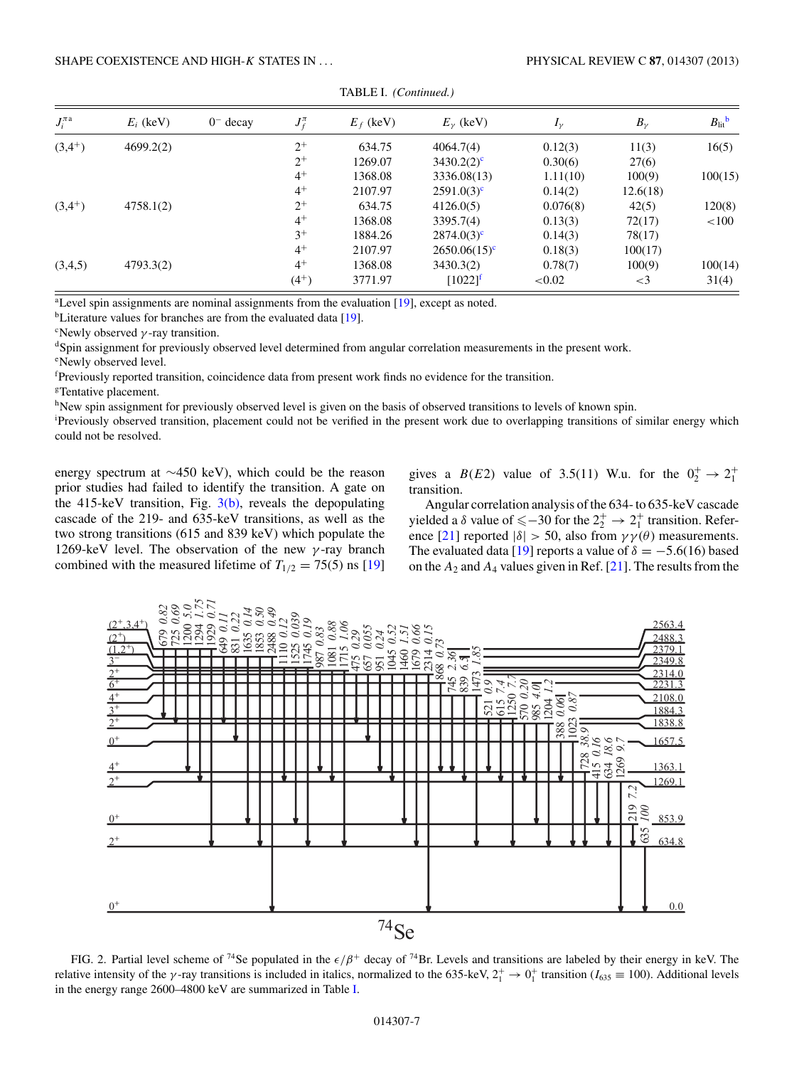TABLE I. (Continued.)

| $J_i^{\pi}$ [a] | $E_i$ (keV) | $0^-$ decay | $J_f^{\pi}$ | $E_f$ (keV) | $E_\gamma$ (keV) | $I_\gamma$ | $B_\gamma$ | $B_{\text{lit}}$ [b] |
|---|---|---|---|---|---|---|---|---|
| $(3,4^+)$ | 4699.2(2) | | $2^+$ | 634.75 | 4064.7(4) | 0.12(3) | 11(3) | 16(5) |
| | | | $2^+$ | 1269.07 | 3430.2(2)[c] | 0.30(6) | 27(6) | |
| | | | $4^+$ | 1368.08 | 3336.08(13) | 1.11(10) | 100(9) | 100(15) |
| | | | $4^+$ | 2107.97 | 2591.0(3)[c] | 0.14(2) | 12.6(18) | |
| $(3,4^+)$ | 4758.1(2) | | $2^+$ | 634.75 | 4126.0(5) | 0.076(8) | 42(5) | 120(8) |
| | | | $4^+$ | 1368.08 | 3395.7(4) | 0.13(3) | 72(17) | <100 |
| | | | $3^+$ | 1884.26 | 2874.0(3)[c] | 0.14(3) | 78(17) | |
| | | | $4^+$ | 2107.97 | 2650.06(15)[c] | 0.18(3) | 100(17) | |
| $(3,4,5)$ | 4793.3(2) | | $4^+$ | 1368.08 | 3430.3(2) | 0.78(7) | 100(9) | 100(14) |
| | | | $(4^+)$ | 3771.97 | [1022][f] | <0.02 | <3 | 31(4) |

[a]Level spin assignments are nominal assignments from the evaluation [19], except as noted.
[b]Literature values for branches are from the evaluated data [19].
[c]Newly observed $\gamma$-ray transition.
[d]Spin assignment for previously observed level determined from angular correlation measurements in the present work.
[e]Newly observed level.
[f]Previously reported transition, coincidence data from present work finds no evidence for the transition.
[g]Tentative placement.
[h]New spin assignment for previously observed level is given on the basis of observed transitions to levels of known spin.
[i]Previously observed transition, placement could not be verified in the present work due to overlapping transitions of similar energy which could not be resolved.

energy spectrum at ~450 keV), which could be the reason prior studies had failed to identify the transition. A gate on the 415-keV transition, Fig. 3(b), reveals the depopulating cascade of the 219- and 635-keV transitions, as well as the two strong transitions (615 and 839 keV) which populate the 1269-keV level. The observation of the new $\gamma$-ray branch combined with the measured lifetime of $T_{1/2} = 75(5)$ ns [19] gives a $B(E2)$ value of 3.5(11) W.u. for the $0_2^+ \rightarrow 2_1^+$ transition.

Angular correlation analysis of the 634- to 635-keV cascade yielded a $\delta$ value of $\leqslant -30$ for the $2_2^+ \rightarrow 2_1^+$ transition. Reference [21] reported $|\delta| > 50$, also from $\gamma\gamma(\theta)$ measurements. The evaluated data [19] reports a value of $\delta = -5.6(16)$ based on the $A_2$ and $A_4$ values given in Ref. [21]. The results from the

FIG. 2. Partial level scheme of $^{74}$Se populated in the $\epsilon/\beta^+$ decay of $^{74}$Br. Levels and transitions are labeled by their energy in keV. The relative intensity of the $\gamma$-ray transitions is included in italics, normalized to the 635-keV, $2_1^+ \rightarrow 0_1^+$ transition ($I_{635} \equiv 100$). Additional levels in the energy range 2600–4800 keV are summarized in Table I.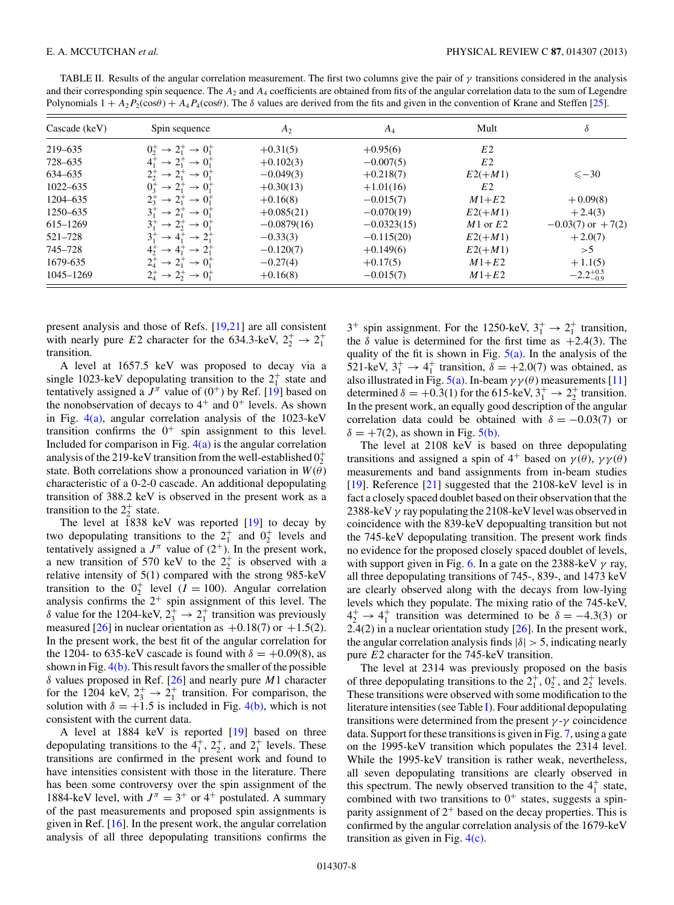TABLE II. Results of the angular correlation measurement. The first two columns give the pair of $\gamma$ transitions considered in the analysis and their corresponding spin sequence. The $A_2$ and $A_4$ coefficients are obtained from fits of the angular correlation data to the sum of Legendre Polynomials $1 + A_2P_2(\cos\theta) + A_4P_4(\cos\theta)$. The $\delta$ values are derived from the fits and given in the convention of Krane and Steffen [25].

| Cascade (keV) | Spin sequence | $A_2$ | $A_4$ | Mult | $\delta$ |
|---|---|---|---|---|---|
| 219–635 | $0_2^+ \to 2_1^+ \to 0_1^+$ | +0.31(5) | +0.95(6) | $E2$ | |
| 728–635 | $4_1^+ \to 2_1^+ \to 0_1^+$ | +0.102(3) | −0.007(5) | $E2$ | |
| 634–635 | $2_2^+ \to 2_1^+ \to 0_1^+$ | −0.049(3) | +0.218(7) | $E2(+M1)$ | $\leqslant -30$ |
| 1022–635 | $0_3^+ \to 2_1^+ \to 0_1^+$ | +0.30(13) | +1.01(16) | $E2$ | |
| 1204–635 | $2_3^+ \to 2_1^+ \to 0_1^+$ | +0.16(8) | −0.015(7) | $M1+E2$ | +0.09(8) |
| 1250–635 | $3_1^+ \to 2_1^+ \to 0_1^+$ | +0.085(21) | −0.070(19) | $E2(+M1)$ | +2.4(3) |
| 615–1269 | $3_1^+ \to 2_2^+ \to 0_1^+$ | −0.0879(16) | −0.0323(15) | $M1$ or $E2$ | −0.03(7) or +7(2) |
| 521–728 | $3_1^+ \to 4_1^+ \to 2_1^+$ | −0.33(3) | −0.115(20) | $E2(+M1)$ | +2.0(7) |
| 745–728 | $4_2^+ \to 4_1^+ \to 2_1^+$ | −0.120(7) | +0.149(6) | $E2(+M1)$ | >5 |
| 1679–635 | $2_4^+ \to 2_1^+ \to 0_1^+$ | −0.27(4) | +0.17(5) | $M1+E2$ | +1.1(5) |
| 1045–1269 | $2_4^+ \to 2_2^+ \to 0_1^+$ | +0.16(8) | −0.015(7) | $M1+E2$ | $-2.2^{+0.5}_{-0.9}$ |

present analysis and those of Refs. [19,21] are all consistent with nearly pure $E2$ character for the 634.3-keV, $2_2^+ \to 2_1^+$ transition.

A level at 1657.5 keV was proposed to decay via a single 1023-keV depopulating transition to the $2_1^+$ state and tentatively assigned a $J^\pi$ value of $(0^+)$ by Ref. [19] based on the nonobservation of decays to $4^+$ and $0^+$ levels. As shown in Fig. 4(a), angular correlation analysis of the 1023-keV transition confirms the $0^+$ spin assignment to this level. Included for comparison in Fig. 4(a) is the angular correlation analysis of the 219-keV transition from the well-established $0_2^+$ state. Both correlations show a pronounced variation in $W(\theta)$ characteristic of a 0-2-0 cascade. An additional depopulating transition of 388.2 keV is observed in the present work as a transition to the $2_2^+$ state.

The level at 1838 keV was reported [19] to decay by two depopulating transitions to the $2_1^+$ and $0_2^+$ levels and tentatively assigned a $J^\pi$ value of $(2^+)$. In the present work, a new transition of 570 keV to the $2_2^+$ is observed with a relative intensity of 5(1) compared with the strong 985-keV transition to the $0_2^+$ level ($I = 100$). Angular correlation analysis confirms the $2^+$ spin assignment of this level. The $\delta$ value for the 1204-keV, $2_3^+ \to 2_1^+$ transition was previously measured [26] in nuclear orientation as +0.18(7) or +1.5(2). In the present work, the best fit of the angular correlation for the 1204- to 635-keV cascade is found with $\delta = +0.09(8)$, as shown in Fig. 4(b). This result favors the smaller of the possible $\delta$ values proposed in Ref. [26] and nearly pure $M1$ character for the 1204 keV, $2_3^+ \to 2_1^+$ transition. For comparison, the solution with $\delta = +1.5$ is included in Fig. 4(b), which is not consistent with the current data.

A level at 1884 keV is reported [19] based on three depopulating transitions to the $4_1^+$, $2_2^+$, and $2_1^+$ levels. These transitions are confirmed in the present work and found to have intensities consistent with those in the literature. There has been some controversy over the spin assignment of the 1884-keV level, with $J^\pi = 3^+$ or $4^+$ postulated. A summary of the past measurements and proposed spin assignments is given in Ref. [16]. In the present work, the angular correlation analysis of all three depopulating transitions confirms the $3^+$ spin assignment. For the 1250-keV, $3_1^+ \to 2_1^+$ transition, the $\delta$ value is determined for the first time as +2.4(3). The quality of the fit is shown in Fig. 5(a). In the analysis of the 521-keV, $3_1^+ \to 4_1^+$ transition, $\delta = +2.0(7)$ was obtained, as also illustrated in Fig. 5(a). In-beam $\gamma\gamma(\theta)$ measurements [11] determined $\delta = +0.3(1)$ for the 615-keV, $3_1^+ \to 2_2^+$ transition. In the present work, an equally good description of the angular correlation data could be obtained with $\delta = -0.03(7)$ or $\delta = +7(2)$, as shown in Fig. 5(b).

The level at 2108 keV is based on three depopulating transitions and assigned a spin of $4^+$ based on $\gamma(\theta)$, $\gamma\gamma(\theta)$ measurements and band assignments from in-beam studies [19]. Reference [21] suggested that the 2108-keV level is in fact a closely spaced doublet based on their observation that the 2388-keV $\gamma$ ray populating the 2108-keV level was observed in coincidence with the 839-keV depopualting transition but not the 745-keV depopulating transition. The present work finds no evidence for the proposed closely spaced doublet of levels, with support given in Fig. 6. In a gate on the 2388-keV $\gamma$ ray, all three depopulating transitions of 745-, 839-, and 1473 keV are clearly observed along with the decays from low-lying levels which they populate. The mixing ratio of the 745-keV, $4_2^+ \to 4_1^+$ transition was determined to be $\delta = -4.3(3)$ or 2.4(2) in a nuclear orientation study [26]. In the present work, the angular correlation analysis finds $|\delta| > 5$, indicating nearly pure $E2$ character for the 745-keV transition.

The level at 2314 was previously proposed on the basis of three depopulating transitions to the $2_1^+$, $0_2^+$, and $2_2^+$ levels. These transitions were observed with some modification to the literature intensities (see Table I). Four additional depopulating transitions were determined from the present $\gamma$-$\gamma$ coincidence data. Support for these transitions is given in Fig. 7, using a gate on the 1995-keV transition which populates the 2314 level. While the 1995-keV transition is rather weak, nevertheless, all seven depopulating transitions are clearly observed in this spectrum. The newly observed transition to the $4_1^+$ state, combined with two transitions to $0^+$ states, suggests a spin-parity assignment of $2^+$ based on the decay properties. This is confirmed by the angular correlation analysis of the 1679-keV transition as given in Fig. 4(c).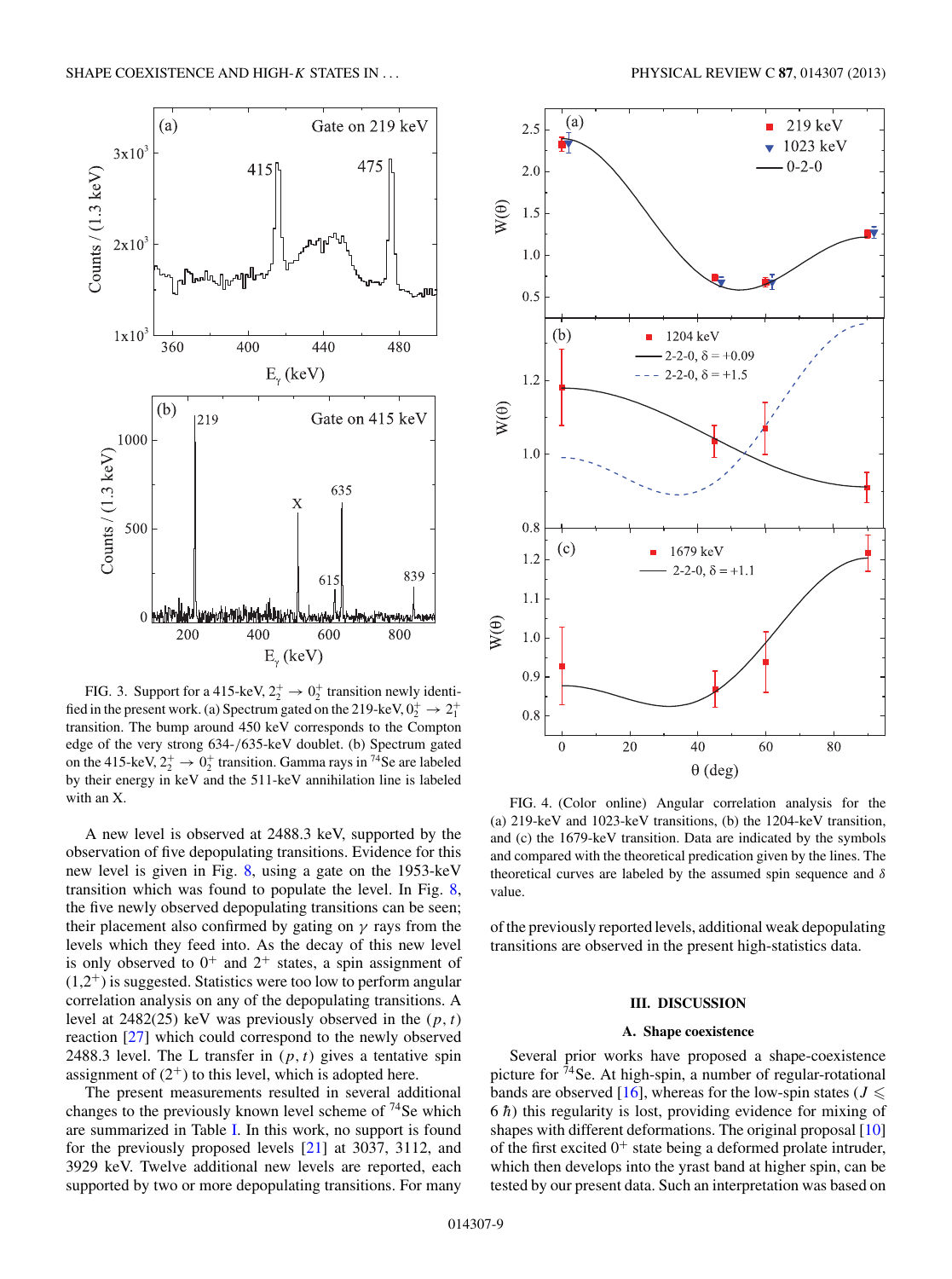FIG. 3. Support for a 415-keV, $2_2^+ \to 0_2^+$ transition newly identified in the present work. (a) Spectrum gated on the 219-keV, $0_2^+ \to 2_1^+$ transition. The bump around 450 keV corresponds to the Compton edge of the very strong 634-/635-keV doublet. (b) Spectrum gated on the 415-keV, $2_2^+ \to 0_2^+$ transition. Gamma rays in $^{74}$Se are labeled by their energy in keV and the 511-keV annihilation line is labeled with an X.

A new level is observed at 2488.3 keV, supported by the observation of five depopulating transitions. Evidence for this new level is given in Fig. 8, using a gate on the 1953-keV transition which was found to populate the level. In Fig. 8, the five newly observed depopulating transitions can be seen; their placement also confirmed by gating on $\gamma$ rays from the levels which they feed into. As the decay of this new level is only observed to $0^+$ and $2^+$ states, a spin assignment of $(1,2^+)$ is suggested. Statistics were too low to perform angular correlation analysis on any of the depopulating transitions. A level at 2482(25) keV was previously observed in the $(p, t)$ reaction [27] which could correspond to the newly observed 2488.3 level. The L transfer in $(p, t)$ gives a tentative spin assignment of $(2^+)$ to this level, which is adopted here.

The present measurements resulted in several additional changes to the previously known level scheme of $^{74}$Se which are summarized in Table I. In this work, no support is found for the previously proposed levels [21] at 3037, 3112, and 3929 keV. Twelve additional new levels are reported, each supported by two or more depopulating transitions. For many of the previously reported levels, additional weak depopulating transitions are observed in the present high-statistics data.

FIG. 4. (Color online) Angular correlation analysis for the (a) 219-keV and 1023-keV transitions, (b) the 1204-keV transition, and (c) the 1679-keV transition. Data are indicated by the symbols and compared with the theoretical prediction given by the lines. The theoretical curves are labeled by the assumed spin sequence and $\delta$ value.

## III. DISCUSSION

### A. Shape coexistence

Several prior works have proposed a shape-coexistence picture for $^{74}$Se. At high-spin, a number of regular-rotational bands are observed [16], whereas for the low-spin states ($J \leqslant 6\,\hbar$) this regularity is lost, providing evidence for mixing of shapes with different deformations. The original proposal [10] of the first excited $0^+$ state being a deformed prolate intruder, which then develops into the yrast band at higher spin, can be tested by our present data. Such an interpretation was based on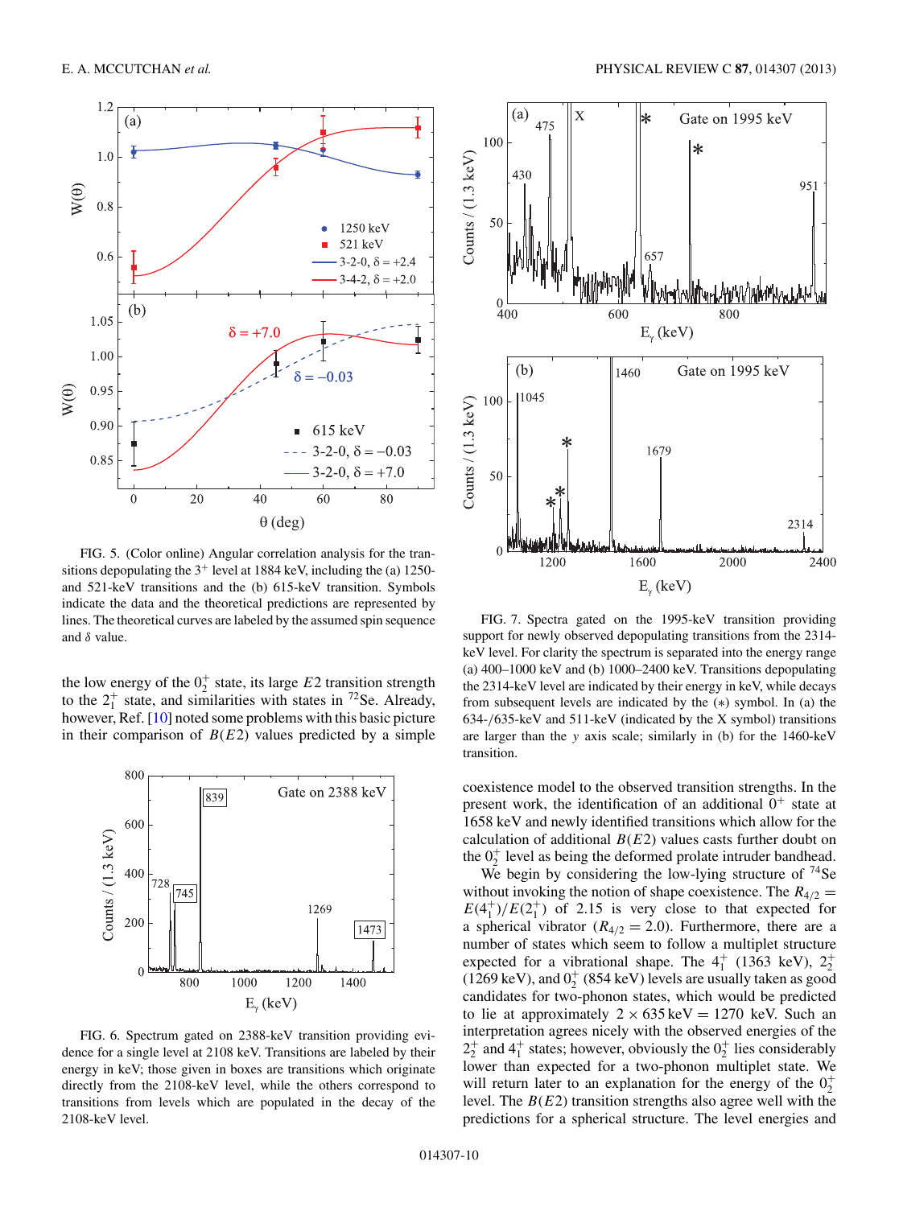FIG. 5. (Color online) Angular correlation analysis for the transitions depopulating the $3^+$ level at 1884 keV, including the (a) 1250- and 521-keV transitions and the (b) 615-keV transition. Symbols indicate the data and the theoretical predictions are represented by lines. The theoretical curves are labeled by the assumed spin sequence and $\delta$ value.

the low energy of the $0_2^+$ state, its large $E2$ transition strength to the $2_1^+$ state, and similarities with states in $^{72}$Se. Already, however, Ref. [10] noted some problems with this basic picture in their comparison of $B(E2)$ values predicted by a simple coexistence model to the observed transition strengths. In the present work, the identification of an additional $0^+$ state at 1658 keV and newly identified transitions which allow for the calculation of additional $B(E2)$ values casts further doubt on the $0_2^+$ level as being the deformed prolate intruder bandhead.

FIG. 6. Spectrum gated on 2388-keV transition providing evidence for a single level at 2108 keV. Transitions are labeled by their energy in keV; those given in boxes are transitions which originate directly from the 2108-keV level, while the others correspond to transitions from levels which are populated in the decay of the 2108-keV level.

FIG. 7. Spectra gated on the 1995-keV transition providing support for newly observed depopulating transitions from the 2314-keV level. For clarity the spectrum is separated into the energy range (a) 400–1000 keV and (b) 1000–2400 keV. Transitions depopulating the 2314-keV level are indicated by their energy in keV, while decays from subsequent levels are indicated by the (*) symbol. In (a) the 634-/635-keV and 511-keV (indicated by the X symbol) transitions are larger than the $y$ axis scale; similarly in (b) for the 1460-keV transition.

We begin by considering the low-lying structure of $^{74}$Se without invoking the notion of shape coexistence. The $R_{4/2} = E(4_1^+)/E(2_1^+)$ of 2.15 is very close to that expected for a spherical vibrator ($R_{4/2} = 2.0$). Furthermore, there are a number of states which seem to follow a multiplet structure expected for a vibrational shape. The $4_1^+$ (1363 keV), $2_2^+$ (1269 keV), and $0_2^+$ (854 keV) levels are usually taken as good candidates for two-phonon states, which would be predicted to lie at approximately $2 \times 635$ keV = 1270 keV. Such an interpretation agrees nicely with the observed energies of the $2_2^+$ and $4_1^+$ states; however, obviously the $0_2^+$ lies considerably lower than expected for a two-phonon multiplet state. We will return later to an explanation for the energy of the $0_2^+$ level. The $B(E2)$ transition strengths also agree well with the predictions for a spherical structure. The level energies and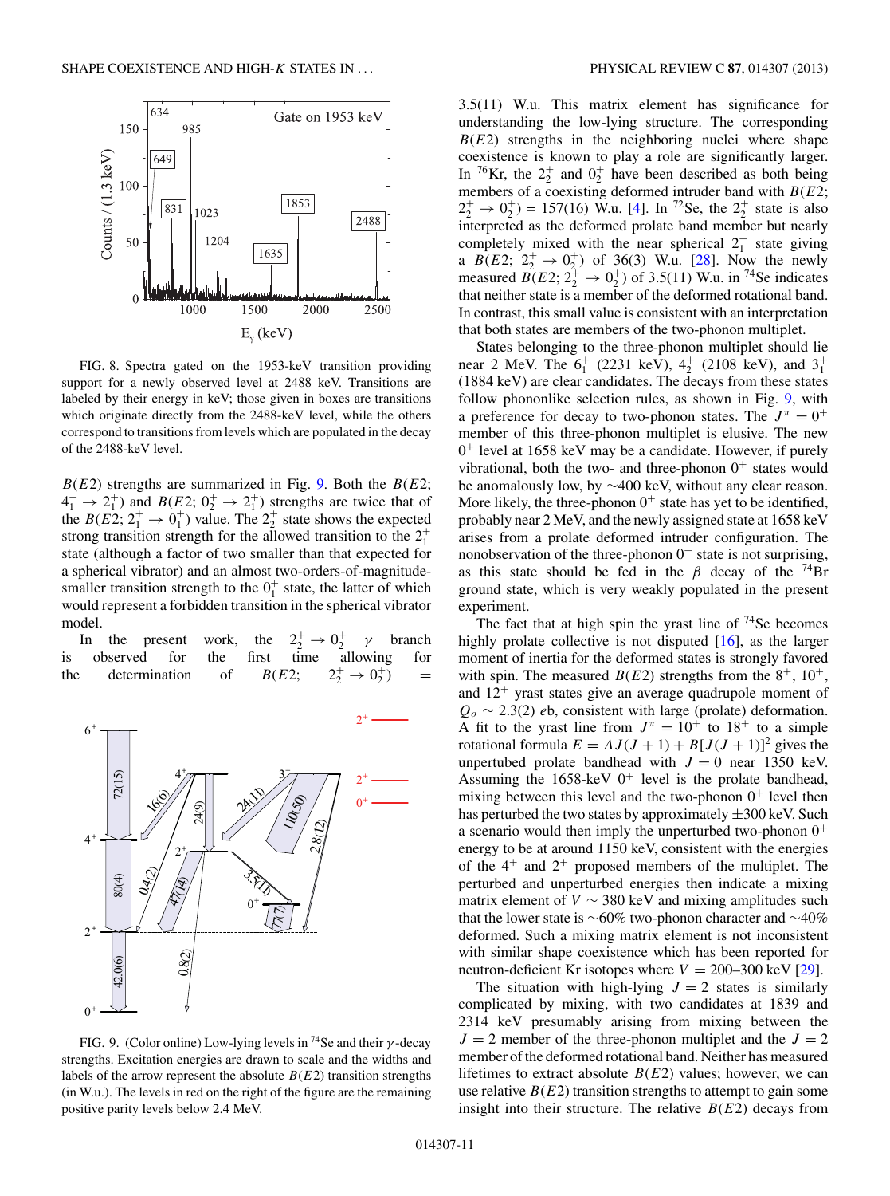FIG. 8. Spectra gated on the 1953-keV transition providing support for a newly observed level at 2488 keV. Transitions are labeled by their energy in keV; those given in boxes are transitions which originate directly from the 2488-keV level, while the others correspond to transitions from levels which are populated in the decay of the 2488-keV level.

$B(E2)$ strengths are summarized in Fig. 9. Both the $B(E2;\,4_1^+ \rightarrow 2_1^+)$ and $B(E2;\,0_2^+ \rightarrow 2_1^+)$ strengths are twice that of the $B(E2;\,2_1^+ \rightarrow 0_1^+)$ value. The $2_2^+$ state shows the expected strong transition strength for the allowed transition to the $2_1^+$ state (although a factor of two smaller than that expected for a spherical vibrator) and an almost two-orders-of-magnitude-smaller transition strength to the $0_1^+$ state, the latter of which would represent a forbidden transition in the spherical vibrator model.

In the present work, the $2_2^+ \rightarrow 0_2^+$ $\gamma$ branch is observed for the first time allowing for the determination of $B(E2;\,2_2^+ \rightarrow 0_2^+) =$

FIG. 9. (Color online) Low-lying levels in $^{74}$Se and their $\gamma$-decay strengths. Excitation energies are drawn to scale and the widths and labels of the arrow represent the absolute $B(E2)$ transition strengths (in W.u.). The levels in red on the right of the figure are the remaining positive parity levels below 2.4 MeV.

3.5(11) W.u. This matrix element has significance for understanding the low-lying structure. The corresponding $B(E2)$ strengths in the neighboring nuclei where shape coexistence is known to play a role are significantly larger. In $^{76}$Kr, the $2_2^+$ and $0_2^+$ have been described as both being members of a coexisting deformed intruder band with $B(E2;\,2_2^+ \rightarrow 0_2^+) = 157(16)$ W.u. [4]. In $^{72}$Se, the $2_2^+$ state is also interpreted as the deformed prolate band member but nearly completely mixed with the near spherical $2_1^+$ state giving a $B(E2;\,2_2^+ \rightarrow 0_2^+)$ of 36(3) W.u. [28]. Now the newly measured $B(E2;\,2_2^+ \rightarrow 0_2^+)$ of 3.5(11) W.u. in $^{74}$Se indicates that neither state is a member of the deformed rotational band. In contrast, this small value is consistent with an interpretation that both states are members of the two-phonon multiplet.

States belonging to the three-phonon multiplet should lie near 2 MeV. The $6_1^+$ (2231 keV), $4_2^+$ (2108 keV), and $3_1^+$ (1884 keV) are clear candidates. The decays from these states follow phononlike selection rules, as shown in Fig. 9, with a preference for decay to two-phonon states. The $J^\pi = 0^+$ member of this three-phonon multiplet is elusive. The new $0^+$ level at 1658 keV may be a candidate. However, if purely vibrational, both the two- and three-phonon $0^+$ states would be anomalously low, by $\sim$400 keV, without any clear reason. More likely, the three-phonon $0^+$ state has yet to be identified, probably near 2 MeV, and the newly assigned state at 1658 keV arises from a prolate deformed intruder configuration. The nonobservation of the three-phonon $0^+$ state is not surprising, as this state should be fed in the $\beta$ decay of the $^{74}$Br ground state, which is very weakly populated in the present experiment.

The fact that at high spin the yrast line of $^{74}$Se becomes highly prolate collective is not disputed [16], as the larger moment of inertia for the deformed states is strongly favored with spin. The measured $B(E2)$ strengths from the $8^+$, $10^+$, and $12^+$ yrast states give an average quadrupole moment of $Q_o \sim 2.3(2)$ $e$b, consistent with large (prolate) deformation. A fit to the yrast line from $J^\pi = 10^+$ to $18^+$ to a simple rotational formula $E = AJ(J+1) + B[J(J+1)]^2$ gives the unperturbed prolate bandhead with $J = 0$ near 1350 keV. Assuming the 1658-keV $0^+$ level is the prolate bandhead, mixing between this level and the two-phonon $0^+$ level then has perturbed the two states by approximately $\pm$300 keV. Such a scenario would then imply the unperturbed two-phonon $0^+$ energy to be at around 1150 keV, consistent with the energies of the $4^+$ and $2^+$ proposed members of the multiplet. The perturbed and unperturbed energies then indicate a mixing matrix element of $V \sim 380$ keV and mixing amplitudes such that the lower state is $\sim$60% two-phonon character and $\sim$40% deformed. Such a mixing matrix element is not inconsistent with similar shape coexistence which has been reported for neutron-deficient Kr isotopes where $V = 200$–$300$ keV [29].

The situation with high-lying $J = 2$ states is similarly complicated by mixing, with two candidates at 1839 and 2314 keV presumably arising from mixing between the $J = 2$ member of the three-phonon multiplet and the $J = 2$ member of the deformed rotational band. Neither has measured lifetimes to extract absolute $B(E2)$ values; however, we can use relative $B(E2)$ transition strengths to attempt to gain some insight into their structure. The relative $B(E2)$ decays from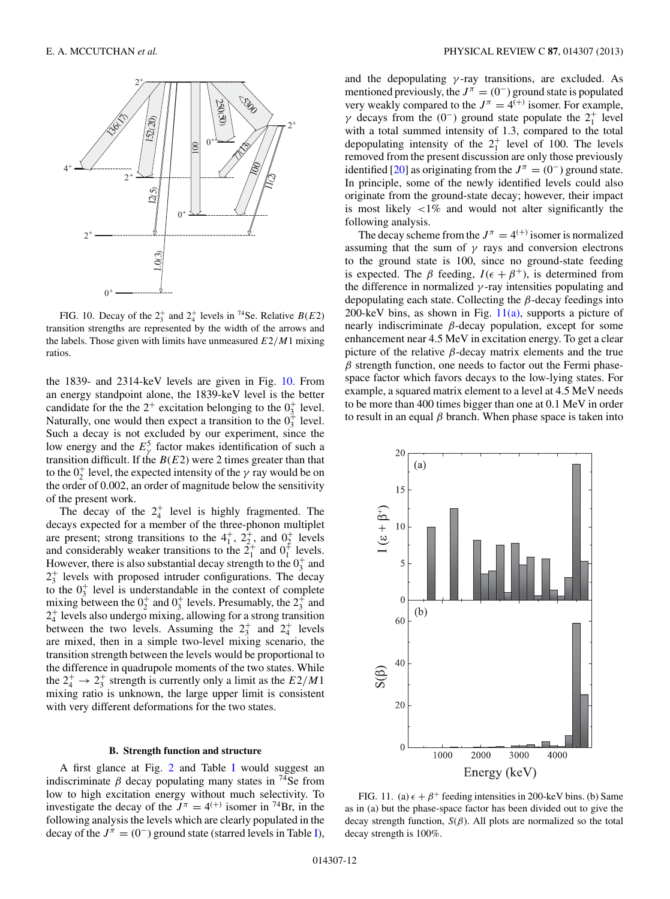FIG. 10. Decay of the $2_3^+$ and $2_4^+$ levels in $^{74}$Se. Relative $B(E2)$ transition strengths are represented by the width of the arrows and the labels. Those given with limits have unmeasured $E2/M1$ mixing ratios.

the 1839- and 2314-keV levels are given in Fig. 10. From an energy standpoint alone, the 1839-keV level is the better candidate for the the $2^+$ excitation belonging to the $0_3^+$ level. Naturally, one would then expect a transition to the $0_3^+$ level. Such a decay is not excluded by our experiment, since the low energy and the $E_\gamma^5$ factor makes identification of such a transition difficult. If the $B(E2)$ were 2 times greater than that to the $0_2^+$ level, the expected intensity of the $\gamma$ ray would be on the order of 0.002, an order of magnitude below the sensitivity of the present work.

The decay of the $2_4^+$ level is highly fragmented. The decays expected for a member of the three-phonon multiplet are present; strong transitions to the $4_1^+$, $2_2^+$, and $0_2^+$ levels and considerably weaker transitions to the $2_1^+$ and $0_1^+$ levels. However, there is also substantial decay strength to the $0_3^+$ and $2_3^+$ levels with proposed intruder configurations. The decay to the $0_3^+$ level is understandable in the context of complete mixing between the $0_2^+$ and $0_3^+$ levels. Presumably, the $2_3^+$ and $2_4^+$ levels also undergo mixing, allowing for a strong transition between the two levels. Assuming the $2_3^+$ and $2_4^+$ levels are mixed, then in a simple two-level mixing scenario, the transition strength between the levels would be proportional to the difference in quadrupole moments of the two states. While the $2_4^+ \rightarrow 2_3^+$ strength is currently only a limit as the $E2/M1$ mixing ratio is unknown, the large upper limit is consistent with very different deformations for the two states.

### B. Strength function and structure

A first glance at Fig. 2 and Table I would suggest an indiscriminate $\beta$ decay populating many states in $^{74}$Se from low to high excitation energy without much selectivity. To investigate the decay of the $J^\pi = 4^{(+)}$ isomer in $^{74}$Br, in the following analysis the levels which are clearly populated in the decay of the $J^\pi = (0^-)$ ground state (starred levels in Table I), and the depopulating $\gamma$-ray transitions, are excluded. As mentioned previously, the $J^\pi = (0^-)$ ground state is populated very weakly compared to the $J^\pi = 4^{(+)}$ isomer. For example, $\gamma$ decays from the $(0^-)$ ground state populate the $2_1^+$ level with a total summed intensity of 1.3, compared to the total depopulating intensity of the $2_1^+$ level of 100. The levels removed from the present discussion are only those previously identified [20] as originating from the $J^\pi = (0^-)$ ground state. In principle, some of the newly identified levels could also originate from the ground-state decay; however, their impact is most likely $<1\%$ and would not alter significantly the following analysis.

The decay scheme from the $J^\pi = 4^{(+)}$ isomer is normalized assuming that the sum of $\gamma$ rays and conversion electrons to the ground state is 100, since no ground-state feeding is expected. The $\beta$ feeding, $I(\epsilon + \beta^+)$, is determined from the difference in normalized $\gamma$-ray intensities populating and depopulating each state. Collecting the $\beta$-decay feedings into 200-keV bins, as shown in Fig. 11(a), supports a picture of nearly indiscriminate $\beta$-decay population, except for some enhancement near 4.5 MeV in excitation energy. To get a clear picture of the relative $\beta$-decay matrix elements and the true $\beta$ strength function, one needs to factor out the Fermi phase-space factor which favors decays to the low-lying states. For example, a squared matrix element to a level at 4.5 MeV needs to be more than 400 times bigger than one at 0.1 MeV in order to result in an equal $\beta$ branch. When phase space is taken into

FIG. 11. (a) $\epsilon + \beta^+$ feeding intensities in 200-keV bins. (b) Same as in (a) but the phase-space factor has been divided out to give the decay strength function, $S(\beta)$. All plots are normalized so the total decay strength is 100%.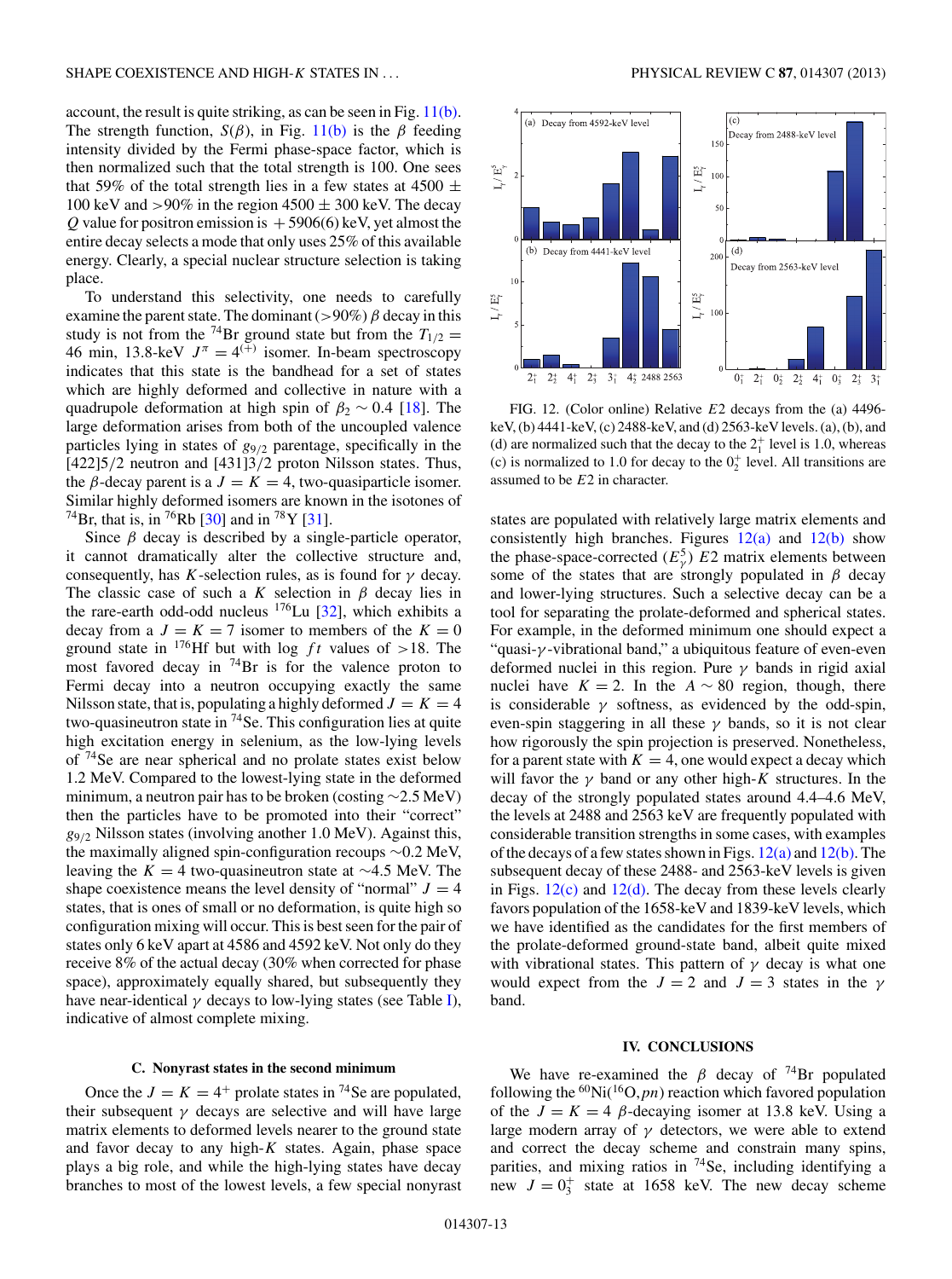account, the result is quite striking, as can be seen in Fig. 11(b). The strength function, $S(\beta)$, in Fig. 11(b) is the $\beta$ feeding intensity divided by the Fermi phase-space factor, which is then normalized such that the total strength is 100. One sees that 59% of the total strength lies in a few states at $4500 \pm 100$ keV and >90% in the region $4500 \pm 300$ keV. The decay $Q$ value for positron emission is +5906(6) keV, yet almost the entire decay selects a mode that only uses 25% of this available energy. Clearly, a special nuclear structure selection is taking place.

To understand this selectivity, one needs to carefully examine the parent state. The dominant (>90%) $\beta$ decay in this study is not from the $^{74}$Br ground state but from the $T_{1/2} =$ 46 min, 13.8-keV $J^{\pi} = 4^{(+)}$ isomer. In-beam spectroscopy indicates that this state is the bandhead for a set of states which are highly deformed and collective in nature with a quadrupole deformation at high spin of $\beta_2 \sim 0.4$ [18]. The large deformation arises from both of the uncoupled valence particles lying in states of $g_{9/2}$ parentage, specifically in the [422]5/2 neutron and [431]3/2 proton Nilsson states. Thus, the $\beta$-decay parent is a $J = K = 4$, two-quasiparticle isomer. Similar highly deformed isomers are known in the isotones of $^{74}$Br, that is, in $^{76}$Rb [30] and in $^{78}$Y [31].

Since $\beta$ decay is described by a single-particle operator, it cannot dramatically alter the collective structure and, consequently, has $K$-selection rules, as is found for $\gamma$ decay. The classic case of such a $K$ selection in $\beta$ decay lies in the rare-earth odd-odd nucleus $^{176}$Lu [32], which exhibits a decay from a $J = K = 7$ isomer to members of the $K = 0$ ground state in $^{176}$Hf but with log $ft$ values of >18. The most favored decay in $^{74}$Br is for the valence proton to Fermi decay into a neutron occupying exactly the same Nilsson state, that is, populating a highly deformed $J = K = 4$ two-quasineutron state in $^{74}$Se. This configuration lies at quite high excitation energy in selenium, as the low-lying levels of $^{74}$Se are near spherical and no prolate states exist below 1.2 MeV. Compared to the lowest-lying state in the deformed minimum, a neutron pair has to be broken (costing ~2.5 MeV) then the particles have to be promoted into their "correct" $g_{9/2}$ Nilsson states (involving another 1.0 MeV). Against this, the maximally aligned spin-configuration recoups ~0.2 MeV, leaving the $K = 4$ two-quasineutron state at ~4.5 MeV. The shape coexistence means the level density of "normal" $J = 4$ states, that is ones of small or no deformation, is quite high so configuration mixing will occur. This is best seen for the pair of states only 6 keV apart at 4586 and 4592 keV. Not only do they receive 8% of the actual decay (30% when corrected for phase space), approximately equally shared, but subsequently they have near-identical $\gamma$ decays to low-lying states (see Table I), indicative of almost complete mixing.

### C. Nonyrast states in the second minimum

Once the $J = K = 4^+$ prolate states in $^{74}$Se are populated, their subsequent $\gamma$ decays are selective and will have large matrix elements to deformed levels nearer to the ground state and favor decay to any high-$K$ states. Again, phase space plays a big role, and while the high-lying states have decay branches to most of the lowest levels, a few special nonyrast states are populated with relatively large matrix elements and consistently high branches. Figures 12(a) and 12(b) show the phase-space-corrected ($E_{\gamma}^5$) $E2$ matrix elements between some of the states that are strongly populated in $\beta$ decay and lower-lying structures. Such a selective decay can be a tool for separating the prolate-deformed and spherical states. For example, in the deformed minimum one should expect a "quasi-$\gamma$-vibrational band," a ubiquitous feature of even-even deformed nuclei in this region. Pure $\gamma$ bands in rigid axial nuclei have $K = 2$. In the $A \sim 80$ region, though, there is considerable $\gamma$ softness, as evidenced by the odd-spin, even-spin staggering in all these $\gamma$ bands, so it is not clear how rigorously the spin projection is preserved. Nonetheless, for a parent state with $K = 4$, one would expect a decay which will favor the $\gamma$ band or any other high-$K$ structures. In the decay of the strongly populated states around 4.4–4.6 MeV, the levels at 2488 and 2563 keV are frequently populated with considerable transition strengths in some cases, with examples of the decays of a few states shown in Figs. 12(a) and 12(b). The subsequent decay of these 2488- and 2563-keV levels is given in Figs. 12(c) and 12(d). The decay from these levels clearly favors population of the 1658-keV and 1839-keV levels, which we have identified as the candidates for the first members of the prolate-deformed ground-state band, albeit quite mixed with vibrational states. This pattern of $\gamma$ decay is what one would expect from the $J = 2$ and $J = 3$ states in the $\gamma$ band.

FIG. 12. (Color online) Relative $E2$ decays from the (a) 4496-keV, (b) 4441-keV, (c) 2488-keV, and (d) 2563-keV levels. (a), (b), and (d) are normalized such that the decay to the $2_1^+$ level is 1.0, whereas (c) is normalized to 1.0 for decay to the $0_2^+$ level. All transitions are assumed to be $E2$ in character.

## IV. CONCLUSIONS

We have re-examined the $\beta$ decay of $^{74}$Br populated following the $^{60}$Ni($^{16}$O, $pn$) reaction which favored population of the $J = K = 4$ $\beta$-decaying isomer at 13.8 keV. Using a large modern array of $\gamma$ detectors, we were able to extend and correct the decay scheme and constrain many spins, parities, and mixing ratios in $^{74}$Se, including identifying a new $J = 0_3^+$ state at 1658 keV. The new decay scheme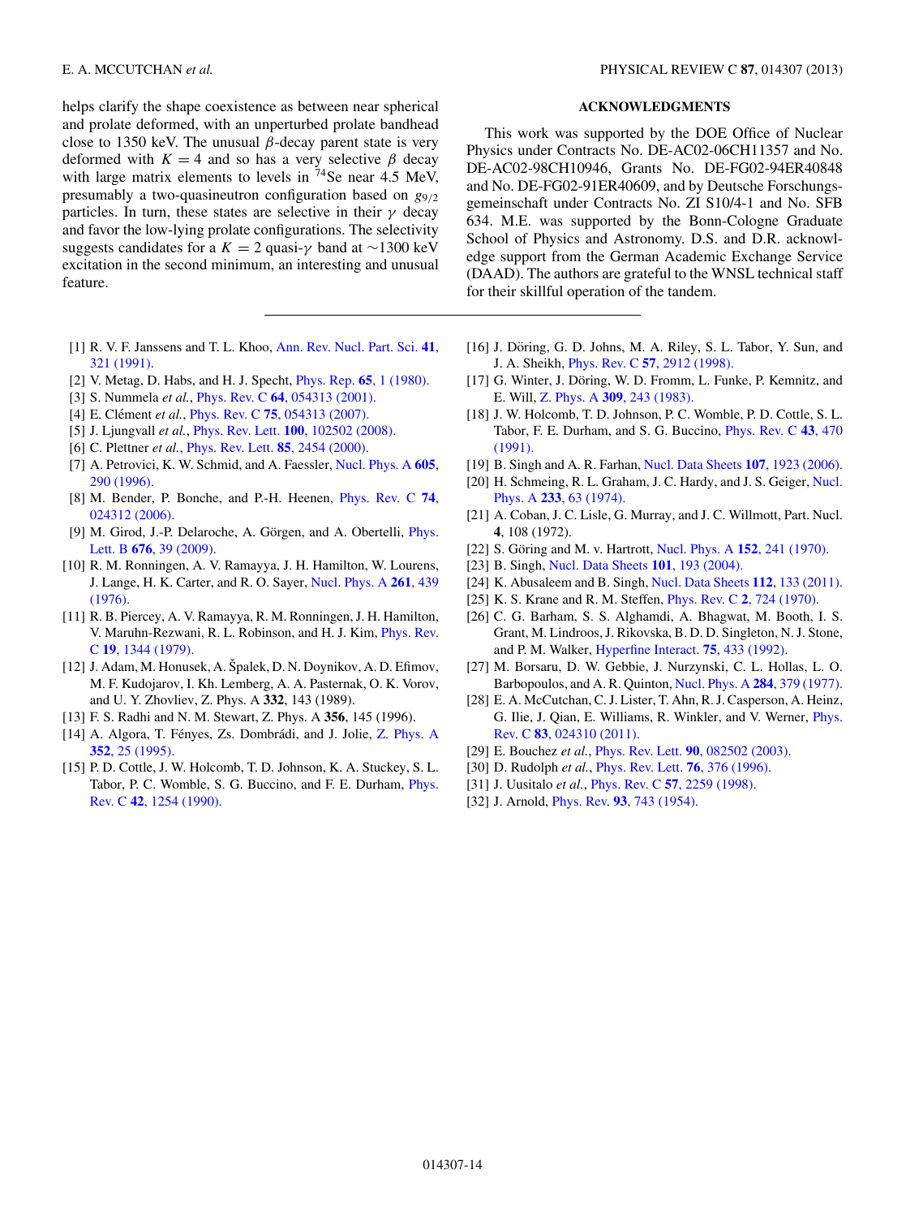helps clarify the shape coexistence as between near spherical and prolate deformed, with an unperturbed prolate bandhead close to 1350 keV. The unusual $\beta$-decay parent state is very deformed with $K = 4$ and so has a very selective $\beta$ decay with large matrix elements to levels in $^{74}$Se near 4.5 MeV, presumably a two-quasineutron configuration based on $g_{9/2}$ particles. In turn, these states are selective in their $\gamma$ decay and favor the low-lying prolate configurations. The selectivity suggests candidates for a $K = 2$ quasi-$\gamma$ band at $\sim$1300 keV excitation in the second minimum, an interesting and unusual feature.

## ACKNOWLEDGMENTS

This work was supported by the DOE Office of Nuclear Physics under Contracts No. DE-AC02-06CH11357 and No. DE-AC02-98CH10946, Grants No. DE-FG02-94ER40848 and No. DE-FG02-91ER40609, and by Deutsche Forschungsgemeinschaft under Contracts No. ZI S10/4-1 and No. SFB 634. M.E. was supported by the Bonn-Cologne Graduate School of Physics and Astronomy. D.S. and D.R. acknowledge support from the German Academic Exchange Service (DAAD). The authors are grateful to the WNSL technical staff for their skillful operation of the tandem.

---

[1] R. V. F. Janssens and T. L. Khoo, Ann. Rev. Nucl. Part. Sci. **41**, 321 (1991).
[2] V. Metag, D. Habs, and H. J. Specht, Phys. Rep. **65**, 1 (1980).
[3] S. Nummela *et al.*, Phys. Rev. C **64**, 054313 (2001).
[4] E. Clément *et al.*, Phys. Rev. C **75**, 054313 (2007).
[5] J. Ljungvall *et al.*, Phys. Rev. Lett. **100**, 102502 (2008).
[6] C. Plettner *et al.*, Phys. Rev. Lett. **85**, 2454 (2000).
[7] A. Petrovici, K. W. Schmid, and A. Faessler, Nucl. Phys. A **605**, 290 (1996).
[8] M. Bender, P. Bonche, and P.-H. Heenen, Phys. Rev. C **74**, 024312 (2006).
[9] M. Girod, J.-P. Delaroche, A. Görgen, and A. Obertelli, Phys. Lett. B **676**, 39 (2009).
[10] R. M. Ronningen, A. V. Ramayya, J. H. Hamilton, W. Lourens, J. Lange, H. K. Carter, and R. O. Sayer, Nucl. Phys. A **261**, 439 (1976).
[11] R. B. Piercey, A. V. Ramayya, R. M. Ronningen, J. H. Hamilton, V. Maruhn-Rezwani, R. L. Robinson, and H. J. Kim, Phys. Rev. C **19**, 1344 (1979).
[12] J. Adam, M. Honusek, A. Špalek, D. N. Doynikov, A. D. Efimov, M. F. Kudojarov, I. Kh. Lemberg, A. A. Pasternak, O. K. Vorov, and U. Y. Zhovliev, Z. Phys. A **332**, 143 (1989).
[13] F. S. Radhi and N. M. Stewart, Z. Phys. A **356**, 145 (1996).
[14] A. Algora, T. Fényes, Zs. Dombrádi, and J. Jolie, Z. Phys. A **352**, 25 (1995).
[15] P. D. Cottle, J. W. Holcomb, T. D. Johnson, K. A. Stuckey, S. L. Tabor, P. C. Womble, S. G. Buccino, and F. E. Durham, Phys. Rev. C **42**, 1254 (1990).
[16] J. Döring, G. D. Johns, M. A. Riley, S. L. Tabor, Y. Sun, and J. A. Sheikh, Phys. Rev. C **57**, 2912 (1998).
[17] G. Winter, J. Döring, W. D. Fromm, L. Funke, P. Kemnitz, and E. Will, Z. Phys. A **309**, 243 (1983).
[18] J. W. Holcomb, T. D. Johnson, P. C. Womble, P. D. Cottle, S. L. Tabor, F. E. Durham, and S. G. Buccino, Phys. Rev. C **43**, 470 (1991).
[19] B. Singh and A. R. Farhan, Nucl. Data Sheets **107**, 1923 (2006).
[20] H. Schmeing, R. L. Graham, J. C. Hardy, and J. S. Geiger, Nucl. Phys. A **233**, 63 (1974).
[21] A. Coban, J. C. Lisle, G. Murray, and J. C. Willmott, Part. Nucl. **4**, 108 (1972).
[22] S. Göring and M. v. Hartrott, Nucl. Phys. A **152**, 241 (1970).
[23] B. Singh, Nucl. Data Sheets **101**, 193 (2004).
[24] K. Abusaleem and B. Singh, Nucl. Data Sheets **112**, 133 (2011).
[25] K. S. Krane and R. M. Steffen, Phys. Rev. C **2**, 724 (1970).
[26] C. G. Barham, S. S. Alghamdi, A. Bhagwat, M. Booth, I. S. Grant, M. Lindroos, J. Rikovska, B. D. D. Singleton, N. J. Stone, and P. M. Walker, Hyperfine Interact. **75**, 433 (1992).
[27] M. Borsaru, D. W. Gebbie, J. Nurzynski, C. L. Hollas, L. O. Barbopoulos, and A. R. Quinton, Nucl. Phys. A **284**, 379 (1977).
[28] E. A. McCutchan, C. J. Lister, T. Ahn, R. J. Casperson, A. Heinz, G. Ilie, J. Qian, E. Williams, R. Winkler, and V. Werner, Phys. Rev. C **83**, 024310 (2011).
[29] E. Bouchez *et al.*, Phys. Rev. Lett. **90**, 082502 (2003).
[30] D. Rudolph *et al.*, Phys. Rev. Lett. **76**, 376 (1996).
[31] J. Uusitalo *et al.*, Phys. Rev. C **57**, 2259 (1998).
[32] J. Arnold, Phys. Rev. **93**, 743 (1954).